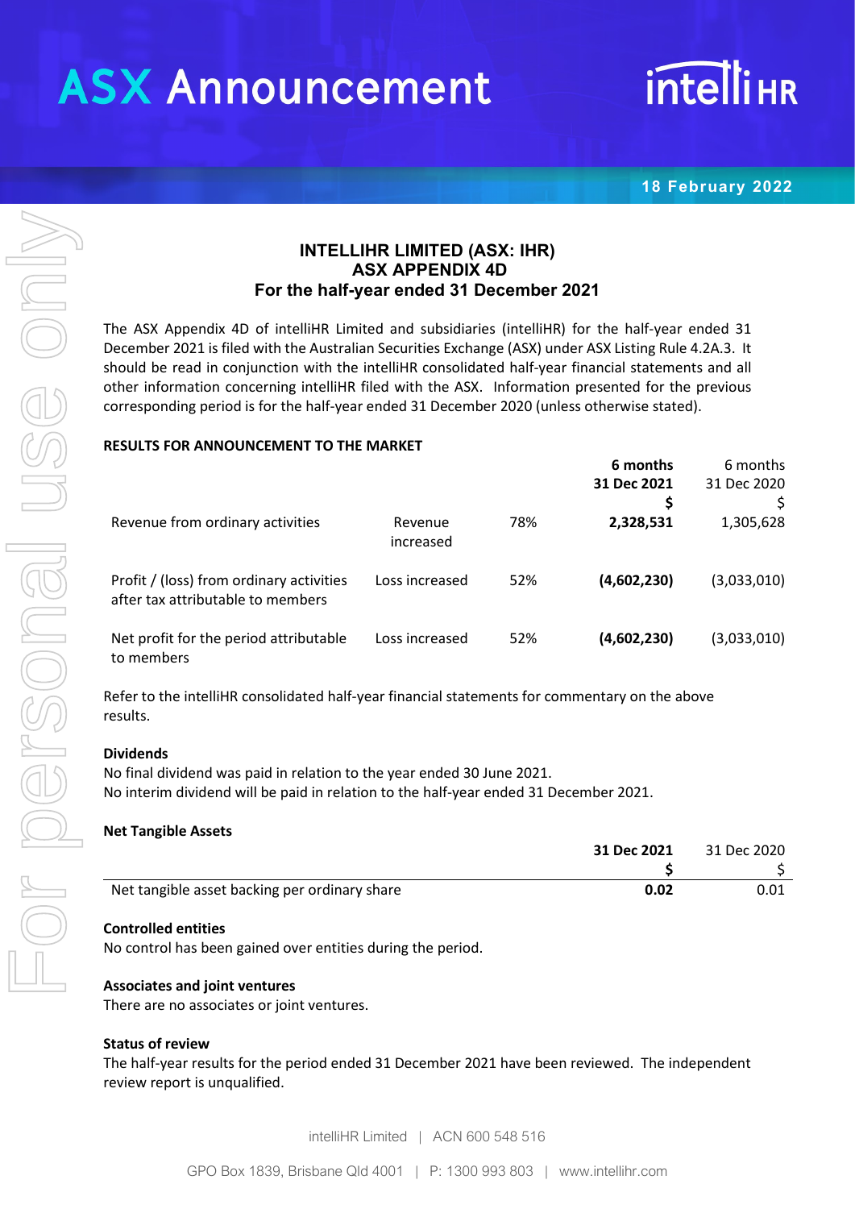ASX Announcement

intelliHR

18 February 2022

# INTELLIHR LIMITED (ASX: IHR)
# ASX APPENDIX 4D
# For the half-year ended 31 December 2021

The ASX Appendix 4D of intelliHR Limited and subsidiaries (intelliHR) for the half-year ended 31 December 2021 is filed with the Australian Securities Exchange (ASX) under ASX Listing Rule 4.2A.3. It should be read in conjunction with the intelliHR consolidated half-year financial statements and all other information concerning intelliHR filed with the ASX. Information presented for the previous corresponding period is for the half-year ended 31 December 2020 (unless otherwise stated).

**RESULTS FOR ANNOUNCEMENT TO THE MARKET**

| | | | **6 months 31 Dec 2021 $** | 6 months 31 Dec 2020 $ |
|---|---|---|---|---|
| Revenue from ordinary activities | Revenue increased | 78% | **2,328,531** | 1,305,628 |
| Profit / (loss) from ordinary activities after tax attributable to members | Loss increased | 52% | **(4,602,230)** | (3,033,010) |
| Net profit for the period attributable to members | Loss increased | 52% | **(4,602,230)** | (3,033,010) |

Refer to the intelliHR consolidated half-year financial statements for commentary on the above results.

**Dividends**

No final dividend was paid in relation to the year ended 30 June 2021.
No interim dividend will be paid in relation to the half-year ended 31 December 2021.

**Net Tangible Assets**

| | **31 Dec 2021 $** | 31 Dec 2020 $ |
|---|---|---|
| Net tangible asset backing per ordinary share | **0.02** | 0.01 |

**Controlled entities**

No control has been gained over entities during the period.

**Associates and joint ventures**

There are no associates or joint ventures.

**Status of review**

The half-year results for the period ended 31 December 2021 have been reviewed. The independent review report is unqualified.

intelliHR Limited | ACN 600 548 516

GPO Box 1839, Brisbane Qld 4001 | P: 1300 993 803 | www.intellihr.com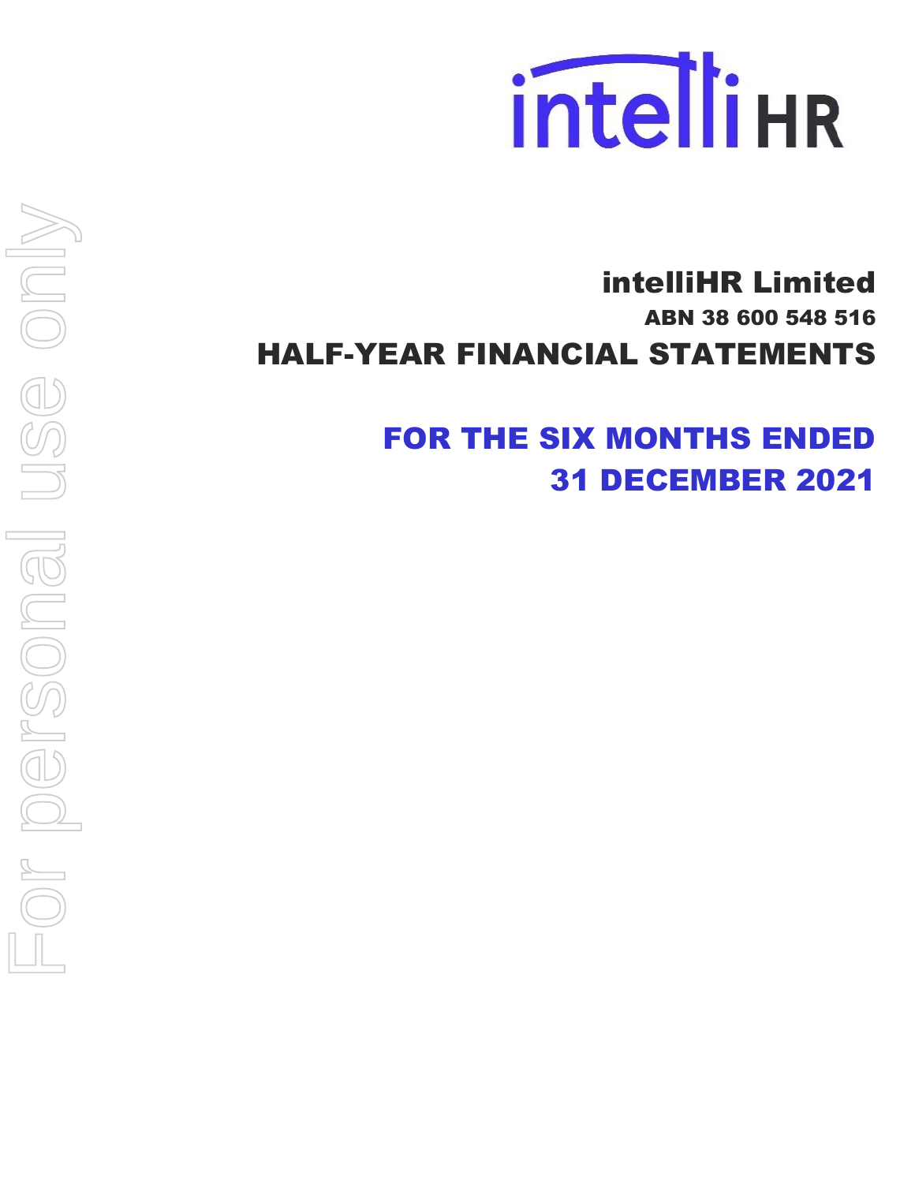# intelliHR Limited

## ABN 38 600 548 516

# HALF-YEAR FINANCIAL STATEMENTS

# FOR THE SIX MONTHS ENDED 31 DECEMBER 2021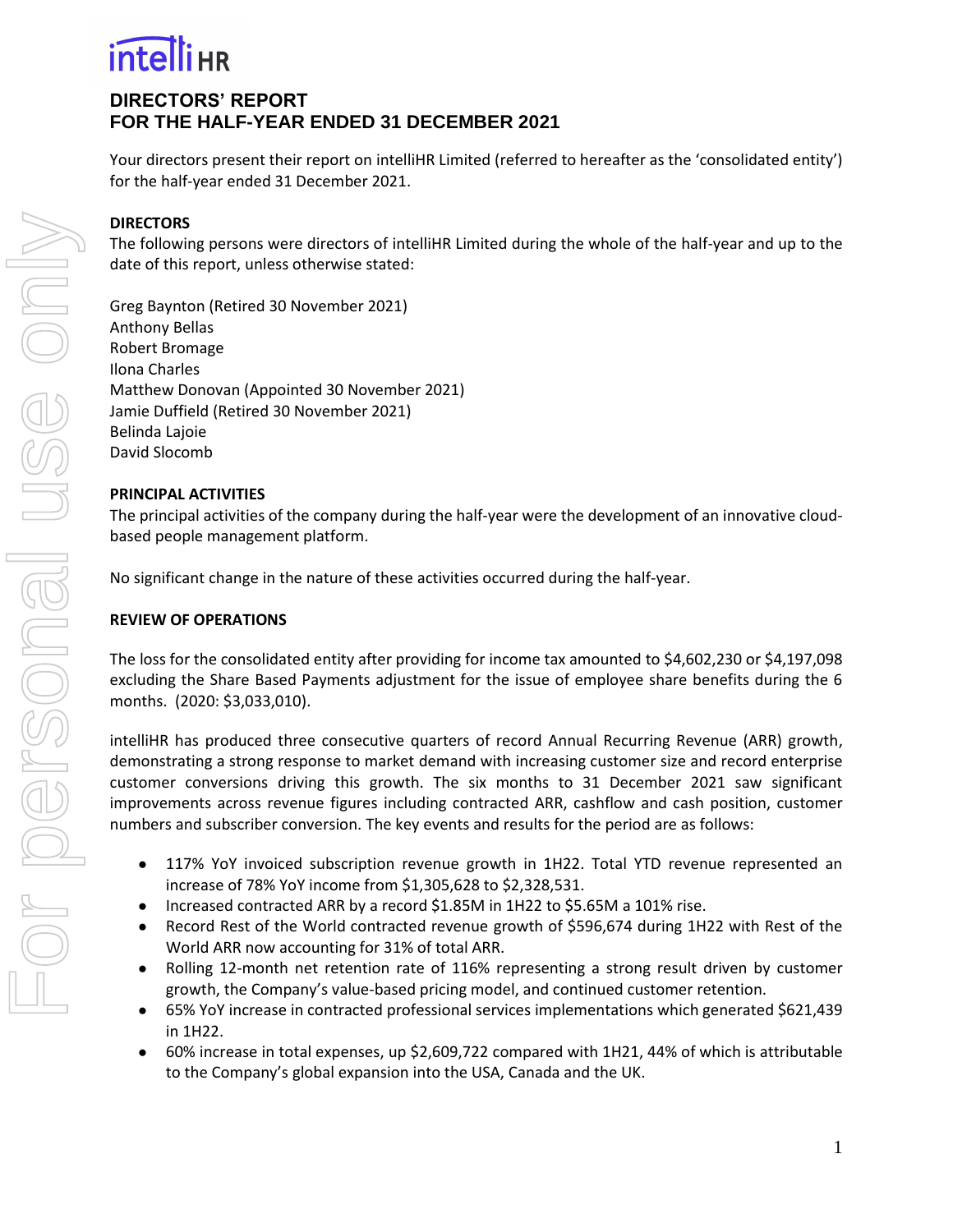# DIRECTORS' REPORT
# FOR THE HALF-YEAR ENDED 31 DECEMBER 2021

Your directors present their report on intelliHR Limited (referred to hereafter as the 'consolidated entity') for the half-year ended 31 December 2021.

**DIRECTORS**

The following persons were directors of intelliHR Limited during the whole of the half-year and up to the date of this report, unless otherwise stated:

Greg Baynton (Retired 30 November 2021)
Anthony Bellas
Robert Bromage
Ilona Charles
Matthew Donovan (Appointed 30 November 2021)
Jamie Duffield (Retired 30 November 2021)
Belinda Lajoie
David Slocomb

**PRINCIPAL ACTIVITIES**

The principal activities of the company during the half-year were the development of an innovative cloud-based people management platform.

No significant change in the nature of these activities occurred during the half-year.

**REVIEW OF OPERATIONS**

The loss for the consolidated entity after providing for income tax amounted to $4,602,230 or $4,197,098 excluding the Share Based Payments adjustment for the issue of employee share benefits during the 6 months. (2020: $3,033,010).

intelliHR has produced three consecutive quarters of record Annual Recurring Revenue (ARR) growth, demonstrating a strong response to market demand with increasing customer size and record enterprise customer conversions driving this growth. The six months to 31 December 2021 saw significant improvements across revenue figures including contracted ARR, cashflow and cash position, customer numbers and subscriber conversion. The key events and results for the period are as follows:

- 117% YoY invoiced subscription revenue growth in 1H22. Total YTD revenue represented an increase of 78% YoY income from $1,305,628 to $2,328,531.
- Increased contracted ARR by a record $1.85M in 1H22 to $5.65M a 101% rise.
- Record Rest of the World contracted revenue growth of $596,674 during 1H22 with Rest of the World ARR now accounting for 31% of total ARR.
- Rolling 12-month net retention rate of 116% representing a strong result driven by customer growth, the Company's value-based pricing model, and continued customer retention.
- 65% YoY increase in contracted professional services implementations which generated $621,439 in 1H22.
- 60% increase in total expenses, up $2,609,722 compared with 1H21, 44% of which is attributable to the Company's global expansion into the USA, Canada and the UK.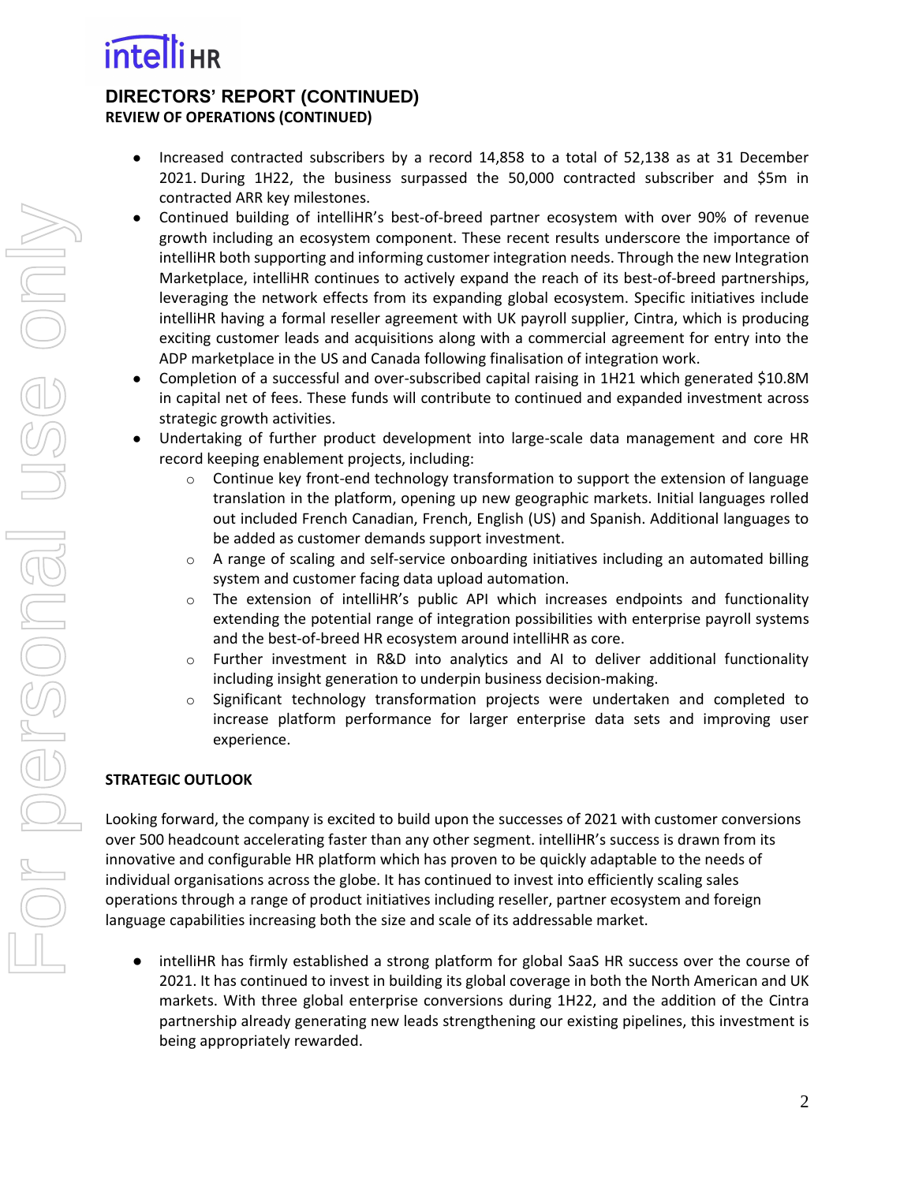## DIRECTORS' REPORT (CONTINUED)

### REVIEW OF OPERATIONS (CONTINUED)

- Increased contracted subscribers by a record 14,858 to a total of 52,138 as at 31 December 2021. During 1H22, the business surpassed the 50,000 contracted subscriber and $5m in contracted ARR key milestones.
- Continued building of intelliHR's best-of-breed partner ecosystem with over 90% of revenue growth including an ecosystem component. These recent results underscore the importance of intelliHR both supporting and informing customer integration needs. Through the new Integration Marketplace, intelliHR continues to actively expand the reach of its best-of-breed partnerships, leveraging the network effects from its expanding global ecosystem. Specific initiatives include intelliHR having a formal reseller agreement with UK payroll supplier, Cintra, which is producing exciting customer leads and acquisitions along with a commercial agreement for entry into the ADP marketplace in the US and Canada following finalisation of integration work.
- Completion of a successful and over-subscribed capital raising in 1H21 which generated $10.8M in capital net of fees. These funds will contribute to continued and expanded investment across strategic growth activities.
- Undertaking of further product development into large-scale data management and core HR record keeping enablement projects, including:
  - Continue key front-end technology transformation to support the extension of language translation in the platform, opening up new geographic markets. Initial languages rolled out included French Canadian, French, English (US) and Spanish. Additional languages to be added as customer demands support investment.
  - A range of scaling and self-service onboarding initiatives including an automated billing system and customer facing data upload automation.
  - The extension of intelliHR's public API which increases endpoints and functionality extending the potential range of integration possibilities with enterprise payroll systems and the best-of-breed HR ecosystem around intelliHR as core.
  - Further investment in R&D into analytics and AI to deliver additional functionality including insight generation to underpin business decision-making.
  - Significant technology transformation projects were undertaken and completed to increase platform performance for larger enterprise data sets and improving user experience.

### STRATEGIC OUTLOOK

Looking forward, the company is excited to build upon the successes of 2021 with customer conversions over 500 headcount accelerating faster than any other segment. intelliHR's success is drawn from its innovative and configurable HR platform which has proven to be quickly adaptable to the needs of individual organisations across the globe. It has continued to invest into efficiently scaling sales operations through a range of product initiatives including reseller, partner ecosystem and foreign language capabilities increasing both the size and scale of its addressable market.

- intelliHR has firmly established a strong platform for global SaaS HR success over the course of 2021. It has continued to invest in building its global coverage in both the North American and UK markets. With three global enterprise conversions during 1H22, and the addition of the Cintra partnership already generating new leads strengthening our existing pipelines, this investment is being appropriately rewarded.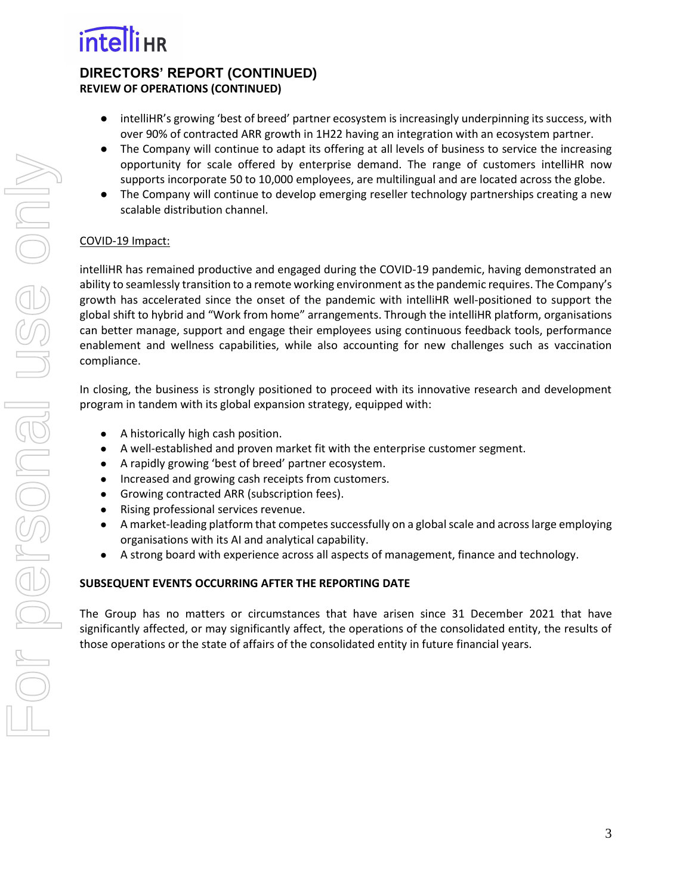## DIRECTORS' REPORT (CONTINUED)

### REVIEW OF OPERATIONS (CONTINUED)

- intelliHR's growing 'best of breed' partner ecosystem is increasingly underpinning its success, with over 90% of contracted ARR growth in 1H22 having an integration with an ecosystem partner.
- The Company will continue to adapt its offering at all levels of business to service the increasing opportunity for scale offered by enterprise demand. The range of customers intelliHR now supports incorporate 50 to 10,000 employees, are multilingual and are located across the globe.
- The Company will continue to develop emerging reseller technology partnerships creating a new scalable distribution channel.

COVID-19 Impact:

intelliHR has remained productive and engaged during the COVID-19 pandemic, having demonstrated an ability to seamlessly transition to a remote working environment as the pandemic requires. The Company's growth has accelerated since the onset of the pandemic with intelliHR well-positioned to support the global shift to hybrid and "Work from home" arrangements. Through the intelliHR platform, organisations can better manage, support and engage their employees using continuous feedback tools, performance enablement and wellness capabilities, while also accounting for new challenges such as vaccination compliance.

In closing, the business is strongly positioned to proceed with its innovative research and development program in tandem with its global expansion strategy, equipped with:

- A historically high cash position.
- A well-established and proven market fit with the enterprise customer segment.
- A rapidly growing 'best of breed' partner ecosystem.
- Increased and growing cash receipts from customers.
- Growing contracted ARR (subscription fees).
- Rising professional services revenue.
- A market-leading platform that competes successfully on a global scale and across large employing organisations with its AI and analytical capability.
- A strong board with experience across all aspects of management, finance and technology.

### SUBSEQUENT EVENTS OCCURRING AFTER THE REPORTING DATE

The Group has no matters or circumstances that have arisen since 31 December 2021 that have significantly affected, or may significantly affect, the operations of the consolidated entity, the results of those operations or the state of affairs of the consolidated entity in future financial years.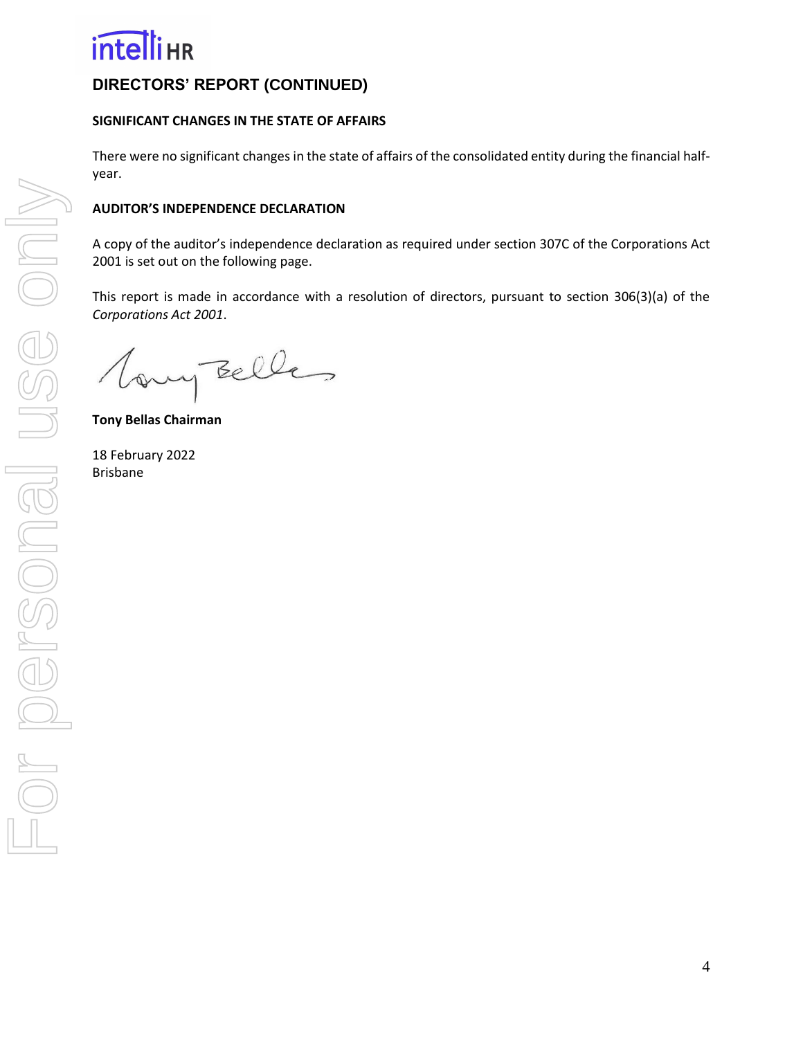# DIRECTORS' REPORT (CONTINUED)

## SIGNIFICANT CHANGES IN THE STATE OF AFFAIRS

There were no significant changes in the state of affairs of the consolidated entity during the financial half-year.

## AUDITOR'S INDEPENDENCE DECLARATION

A copy of the auditor's independence declaration as required under section 307C of the Corporations Act 2001 is set out on the following page.

This report is made in accordance with a resolution of directors, pursuant to section 306(3)(a) of the *Corporations Act 2001*.

**Tony Bellas Chairman**

18 February 2022
Brisbane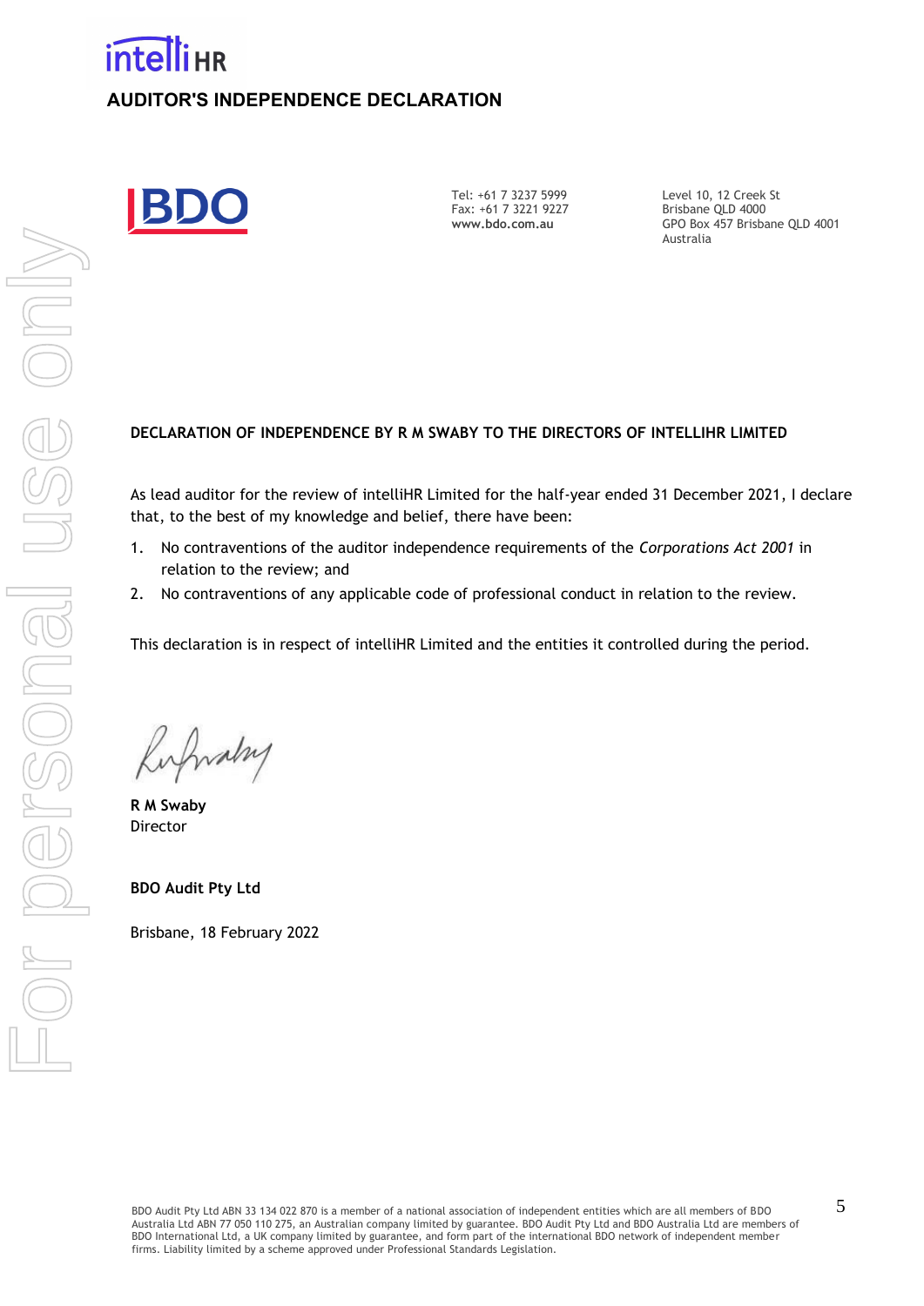# AUDITOR'S INDEPENDENCE DECLARATION

Tel: +61 7 3237 5999
Fax: +61 7 3221 9227
**www.bdo.com.au**

Level 10, 12 Creek St
Brisbane QLD 4000
GPO Box 457 Brisbane QLD 4001
Australia

**DECLARATION OF INDEPENDENCE BY R M SWABY TO THE DIRECTORS OF INTELLIHR LIMITED**

As lead auditor for the review of intelliHR Limited for the half-year ended 31 December 2021, I declare that, to the best of my knowledge and belief, there have been:

1. No contraventions of the auditor independence requirements of the *Corporations Act 2001* in relation to the review; and
2. No contraventions of any applicable code of professional conduct in relation to the review.

This declaration is in respect of intelliHR Limited and the entities it controlled during the period.

**R M Swaby**
Director

**BDO Audit Pty Ltd**

Brisbane, 18 February 2022

BDO Audit Pty Ltd ABN 33 134 022 870 is a member of a national association of independent entities which are all members of BDO Australia Ltd ABN 77 050 110 275, an Australian company limited by guarantee. BDO Audit Pty Ltd and BDO Australia Ltd are members of BDO International Ltd, a UK company limited by guarantee, and form part of the international BDO network of independent member firms. Liability limited by a scheme approved under Professional Standards Legislation.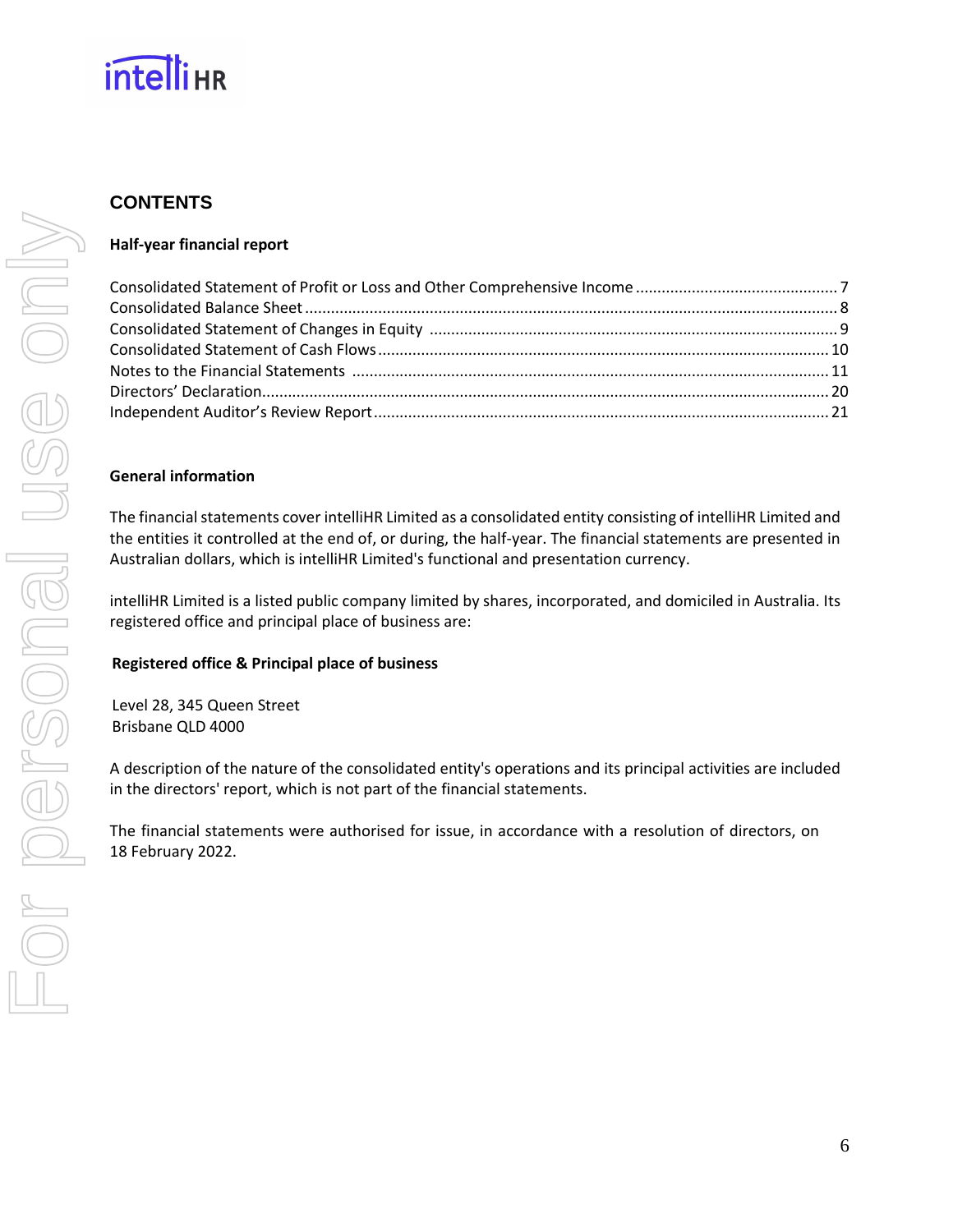## CONTENTS

**Half-year financial report**

| | |
|---|---|
| Consolidated Statement of Profit or Loss and Other Comprehensive Income | 7 |
| Consolidated Balance Sheet | 8 |
| Consolidated Statement of Changes in Equity | 9 |
| Consolidated Statement of Cash Flows | 10 |
| Notes to the Financial Statements | 11 |
| Directors' Declaration | 20 |
| Independent Auditor's Review Report | 21 |

**General information**

The financial statements cover intelliHR Limited as a consolidated entity consisting of intelliHR Limited and the entities it controlled at the end of, or during, the half-year. The financial statements are presented in Australian dollars, which is intelliHR Limited's functional and presentation currency.

intelliHR Limited is a listed public company limited by shares, incorporated, and domiciled in Australia. Its registered office and principal place of business are:

**Registered office & Principal place of business**

Level 28, 345 Queen Street
Brisbane QLD 4000

A description of the nature of the consolidated entity's operations and its principal activities are included in the directors' report, which is not part of the financial statements.

The financial statements were authorised for issue, in accordance with a resolution of directors, on 18 February 2022.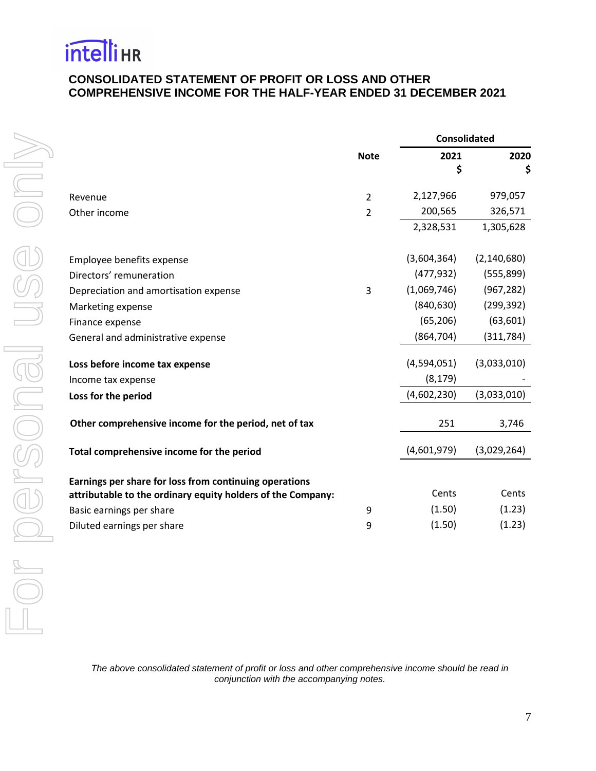intelliHR

# CONSOLIDATED STATEMENT OF PROFIT OR LOSS AND OTHER COMPREHENSIVE INCOME FOR THE HALF-YEAR ENDED 31 DECEMBER 2021

| | Note | Consolidated | |
|---|---|---|---|
| | | 2021<br>$ | 2020<br>$ |
| Revenue | 2 | 2,127,966 | 979,057 |
| Other income | 2 | 200,565 | 326,571 |
| | | 2,328,531 | 1,305,628 |
| Employee benefits expense | | (3,604,364) | (2,140,680) |
| Directors' remuneration | | (477,932) | (555,899) |
| Depreciation and amortisation expense | 3 | (1,069,746) | (967,282) |
| Marketing expense | | (840,630) | (299,392) |
| Finance expense | | (65,206) | (63,601) |
| General and administrative expense | | (864,704) | (311,784) |
| **Loss before income tax expense** | | (4,594,051) | (3,033,010) |
| Income tax expense | | (8,179) | - |
| **Loss for the period** | | (4,602,230) | (3,033,010) |
| **Other comprehensive income for the period, net of tax** | | 251 | 3,746 |
| **Total comprehensive income for the period** | | (4,601,979) | (3,029,264) |
| **Earnings per share for loss from continuing operations attributable to the ordinary equity holders of the Company:** | | Cents | Cents |
| Basic earnings per share | 9 | (1.50) | (1.23) |
| Diluted earnings per share | 9 | (1.50) | (1.23) |

*The above consolidated statement of profit or loss and other comprehensive income should be read in conjunction with the accompanying notes.*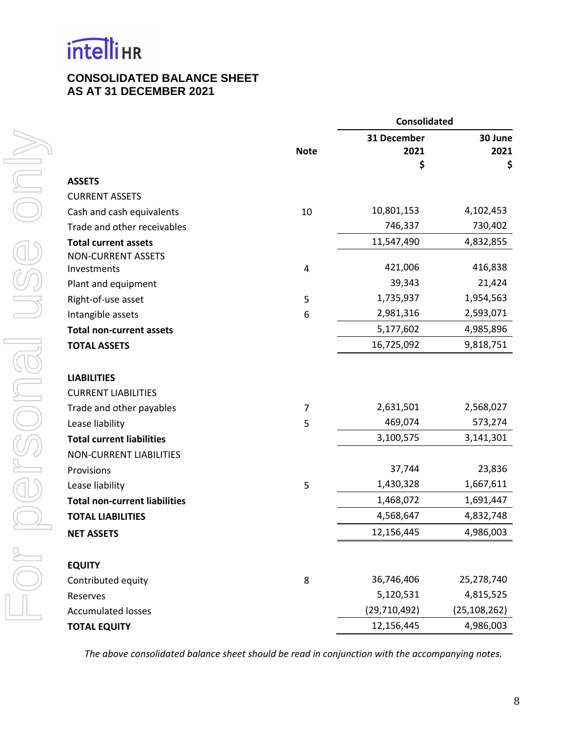intelliHR

# CONSOLIDATED BALANCE SHEET
# AS AT 31 DECEMBER 2021

| | Note | Consolidated 31 December 2021 $ | 30 June 2021 $ |
|---|---|---|---|
| **ASSETS** | | | |
| CURRENT ASSETS | | | |
| Cash and cash equivalents | 10 | 10,801,153 | 4,102,453 |
| Trade and other receivables | | 746,337 | 730,402 |
| **Total current assets** | | 11,547,490 | 4,832,855 |
| NON-CURRENT ASSETS | | | |
| Investments | 4 | 421,006 | 416,838 |
| Plant and equipment | | 39,343 | 21,424 |
| Right-of-use asset | 5 | 1,735,937 | 1,954,563 |
| Intangible assets | 6 | 2,981,316 | 2,593,071 |
| **Total non-current assets** | | 5,177,602 | 4,985,896 |
| **TOTAL ASSETS** | | 16,725,092 | 9,818,751 |
| | | | |
| **LIABILITIES** | | | |
| CURRENT LIABILITIES | | | |
| Trade and other payables | 7 | 2,631,501 | 2,568,027 |
| Lease liability | 5 | 469,074 | 573,274 |
| **Total current liabilities** | | 3,100,575 | 3,141,301 |
| NON-CURRENT LIABILITIES | | | |
| Provisions | | 37,744 | 23,836 |
| Lease liability | 5 | 1,430,328 | 1,667,611 |
| **Total non-current liabilities** | | 1,468,072 | 1,691,447 |
| **TOTAL LIABILITIES** | | 4,568,647 | 4,832,748 |
| **NET ASSETS** | | 12,156,445 | 4,986,003 |
| | | | |
| **EQUITY** | | | |
| Contributed equity | 8 | 36,746,406 | 25,278,740 |
| Reserves | | 5,120,531 | 4,815,525 |
| Accumulated losses | | (29,710,492) | (25,108,262) |
| **TOTAL EQUITY** | | 12,156,445 | 4,986,003 |

*The above consolidated balance sheet should be read in conjunction with the accompanying notes.*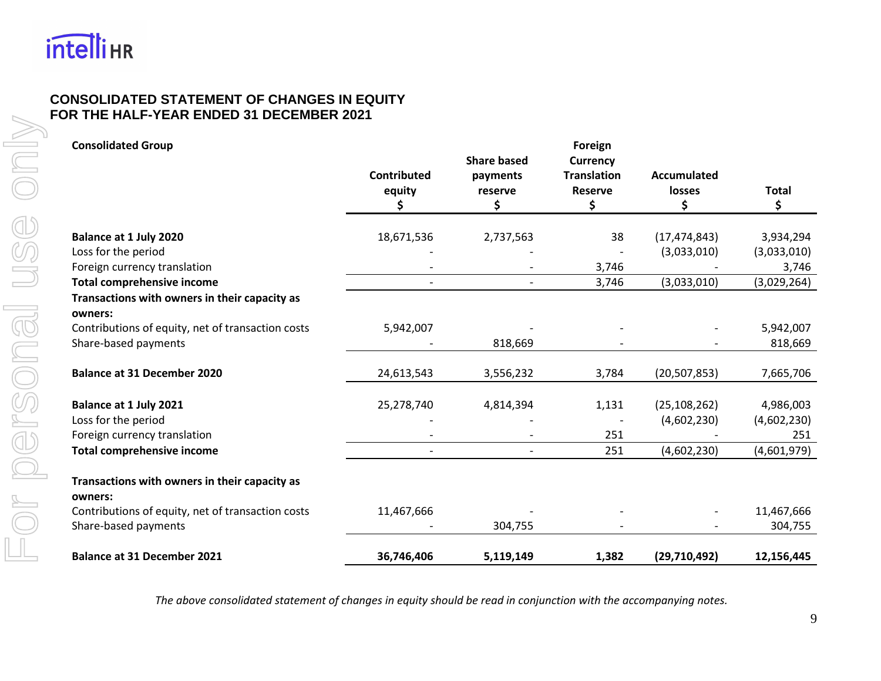# CONSOLIDATED STATEMENT OF CHANGES IN EQUITY
# FOR THE HALF-YEAR ENDED 31 DECEMBER 2021

| Consolidated Group | Contributed equity $ | Share based payments reserve $ | Foreign Currency Translation Reserve $ | Accumulated losses $ | Total $ |
|---|---|---|---|---|---|
| **Balance at 1 July 2020** | 18,671,536 | 2,737,563 | 38 | (17,474,843) | 3,934,294 |
| Loss for the period | - | - | - | (3,033,010) | (3,033,010) |
| Foreign currency translation | - | - | 3,746 | - | 3,746 |
| **Total comprehensive income** | - | - | 3,746 | (3,033,010) | (3,029,264) |
| **Transactions with owners in their capacity as owners:** | | | | | |
| Contributions of equity, net of transaction costs | 5,942,007 | - | - | - | 5,942,007 |
| Share-based payments | - | 818,669 | - | - | 818,669 |
| **Balance at 31 December 2020** | 24,613,543 | 3,556,232 | 3,784 | (20,507,853) | 7,665,706 |
| **Balance at 1 July 2021** | 25,278,740 | 4,814,394 | 1,131 | (25,108,262) | 4,986,003 |
| Loss for the period | - | - | - | (4,602,230) | (4,602,230) |
| Foreign currency translation | - | - | 251 | - | 251 |
| **Total comprehensive income** | - | - | 251 | (4,602,230) | (4,601,979) |
| **Transactions with owners in their capacity as owners:** | | | | | |
| Contributions of equity, net of transaction costs | 11,467,666 | - | - | - | 11,467,666 |
| Share-based payments | - | 304,755 | - | - | 304,755 |
| **Balance at 31 December 2021** | **36,746,406** | **5,119,149** | **1,382** | **(29,710,492)** | **12,156,445** |

*The above consolidated statement of changes in equity should be read in conjunction with the accompanying notes.*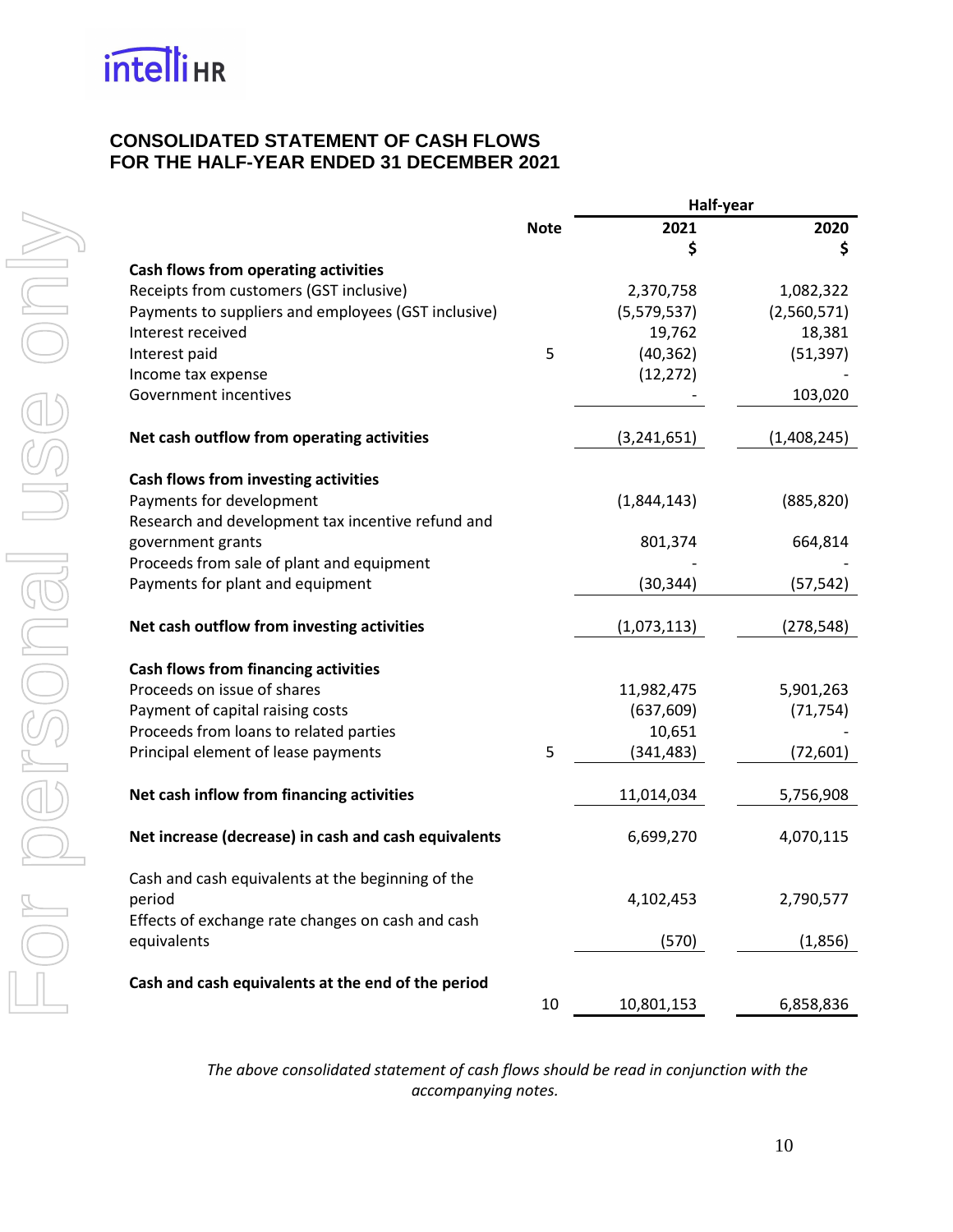## CONSOLIDATED STATEMENT OF CASH FLOWS
## FOR THE HALF-YEAR ENDED 31 DECEMBER 2021

| | Note | Half-year 2021 $ | Half-year 2020 $ |
|---|---|---|---|
| **Cash flows from operating activities** | | | |
| Receipts from customers (GST inclusive) | | 2,370,758 | 1,082,322 |
| Payments to suppliers and employees (GST inclusive) | | (5,579,537) | (2,560,571) |
| Interest received | | 19,762 | 18,381 |
| Interest paid | 5 | (40,362) | (51,397) |
| Income tax expense | | (12,272) | - |
| Government incentives | | - | 103,020 |
| **Net cash outflow from operating activities** | | (3,241,651) | (1,408,245) |
| **Cash flows from investing activities** | | | |
| Payments for development | | (1,844,143) | (885,820) |
| Research and development tax incentive refund and government grants | | 801,374 | 664,814 |
| Proceeds from sale of plant and equipment | | - | - |
| Payments for plant and equipment | | (30,344) | (57,542) |
| **Net cash outflow from investing activities** | | (1,073,113) | (278,548) |
| **Cash flows from financing activities** | | | |
| Proceeds on issue of shares | | 11,982,475 | 5,901,263 |
| Payment of capital raising costs | | (637,609) | (71,754) |
| Proceeds from loans to related parties | | 10,651 | - |
| Principal element of lease payments | 5 | (341,483) | (72,601) |
| **Net cash inflow from financing activities** | | 11,014,034 | 5,756,908 |
| **Net increase (decrease) in cash and cash equivalents** | | 6,699,270 | 4,070,115 |
| Cash and cash equivalents at the beginning of the period | | 4,102,453 | 2,790,577 |
| Effects of exchange rate changes on cash and cash equivalents | | (570) | (1,856) |
| **Cash and cash equivalents at the end of the period** | 10 | 10,801,153 | 6,858,836 |

*The above consolidated statement of cash flows should be read in conjunction with the accompanying notes.*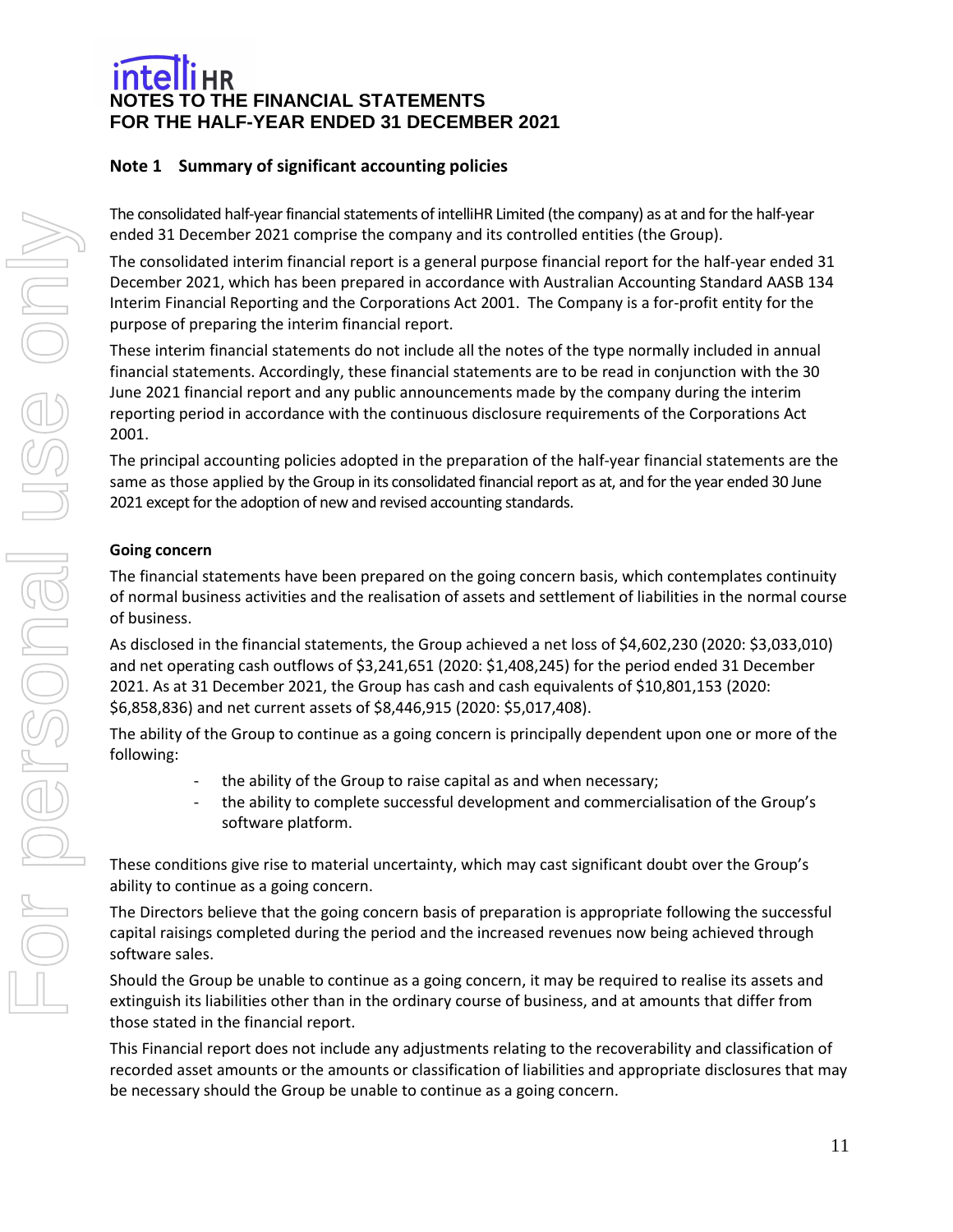# NOTES TO THE FINANCIAL STATEMENTS
# FOR THE HALF-YEAR ENDED 31 DECEMBER 2021

## Note 1 Summary of significant accounting policies

The consolidated half-year financial statements of intelliHR Limited (the company) as at and for the half-year ended 31 December 2021 comprise the company and its controlled entities (the Group).

The consolidated interim financial report is a general purpose financial report for the half-year ended 31 December 2021, which has been prepared in accordance with Australian Accounting Standard AASB 134 Interim Financial Reporting and the Corporations Act 2001. The Company is a for-profit entity for the purpose of preparing the interim financial report.

These interim financial statements do not include all the notes of the type normally included in annual financial statements. Accordingly, these financial statements are to be read in conjunction with the 30 June 2021 financial report and any public announcements made by the company during the interim reporting period in accordance with the continuous disclosure requirements of the Corporations Act 2001.

The principal accounting policies adopted in the preparation of the half-year financial statements are the same as those applied by the Group in its consolidated financial report as at, and for the year ended 30 June 2021 except for the adoption of new and revised accounting standards.

### Going concern

The financial statements have been prepared on the going concern basis, which contemplates continuity of normal business activities and the realisation of assets and settlement of liabilities in the normal course of business.

As disclosed in the financial statements, the Group achieved a net loss of $4,602,230 (2020: $3,033,010) and net operating cash outflows of $3,241,651 (2020: $1,408,245) for the period ended 31 December 2021. As at 31 December 2021, the Group has cash and cash equivalents of $10,801,153 (2020: $6,858,836) and net current assets of $8,446,915 (2020: $5,017,408).

The ability of the Group to continue as a going concern is principally dependent upon one or more of the following:

- the ability of the Group to raise capital as and when necessary;
- the ability to complete successful development and commercialisation of the Group's software platform.

These conditions give rise to material uncertainty, which may cast significant doubt over the Group's ability to continue as a going concern.

The Directors believe that the going concern basis of preparation is appropriate following the successful capital raisings completed during the period and the increased revenues now being achieved through software sales.

Should the Group be unable to continue as a going concern, it may be required to realise its assets and extinguish its liabilities other than in the ordinary course of business, and at amounts that differ from those stated in the financial report.

This Financial report does not include any adjustments relating to the recoverability and classification of recorded asset amounts or the amounts or classification of liabilities and appropriate disclosures that may be necessary should the Group be unable to continue as a going concern.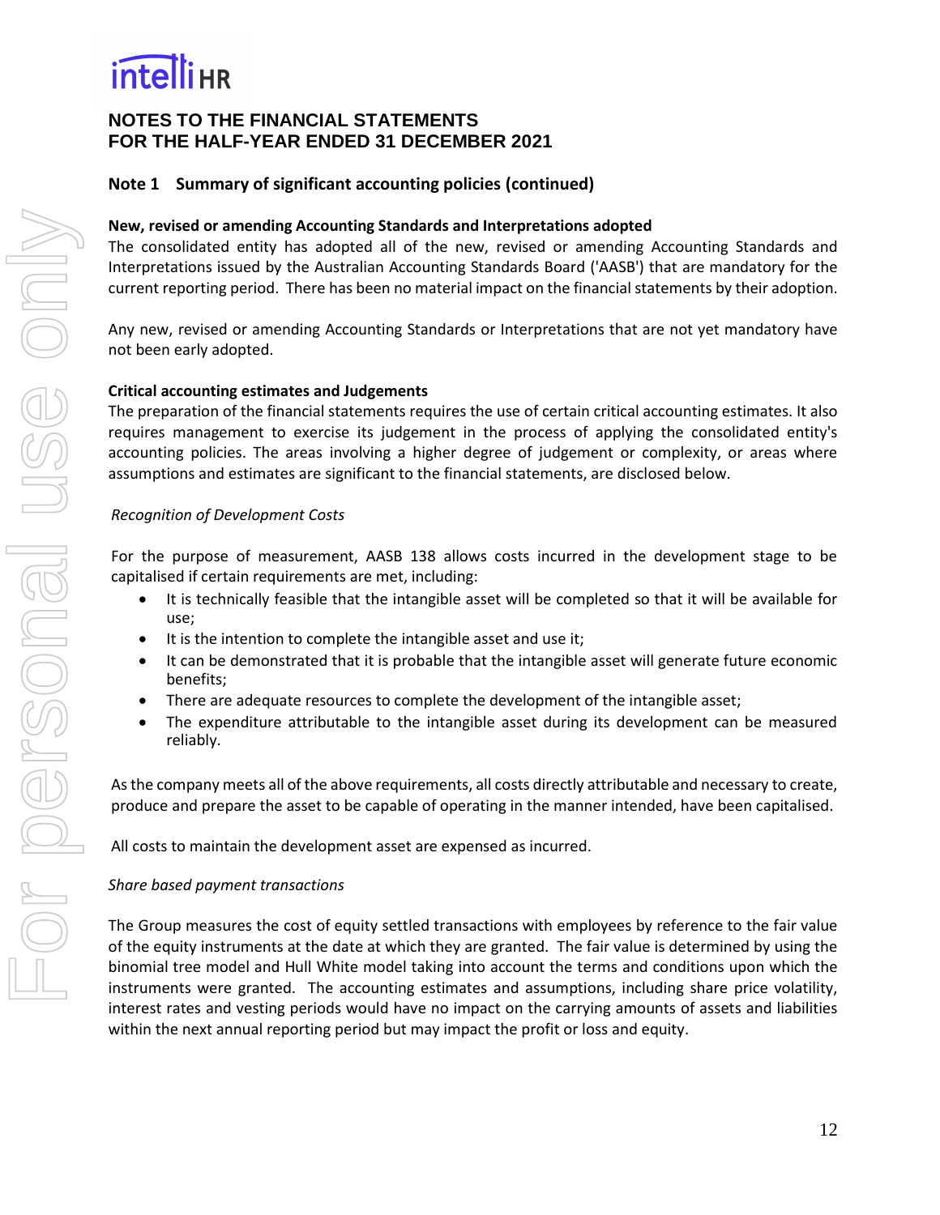## NOTES TO THE FINANCIAL STATEMENTS
## FOR THE HALF-YEAR ENDED 31 DECEMBER 2021

### Note 1 Summary of significant accounting policies (continued)

**New, revised or amending Accounting Standards and Interpretations adopted**

The consolidated entity has adopted all of the new, revised or amending Accounting Standards and Interpretations issued by the Australian Accounting Standards Board ('AASB') that are mandatory for the current reporting period. There has been no material impact on the financial statements by their adoption.

Any new, revised or amending Accounting Standards or Interpretations that are not yet mandatory have not been early adopted.

**Critical accounting estimates and Judgements**

The preparation of the financial statements requires the use of certain critical accounting estimates. It also requires management to exercise its judgement in the process of applying the consolidated entity's accounting policies. The areas involving a higher degree of judgement or complexity, or areas where assumptions and estimates are significant to the financial statements, are disclosed below.

*Recognition of Development Costs*

For the purpose of measurement, AASB 138 allows costs incurred in the development stage to be capitalised if certain requirements are met, including:

- It is technically feasible that the intangible asset will be completed so that it will be available for use;
- It is the intention to complete the intangible asset and use it;
- It can be demonstrated that it is probable that the intangible asset will generate future economic benefits;
- There are adequate resources to complete the development of the intangible asset;
- The expenditure attributable to the intangible asset during its development can be measured reliably.

As the company meets all of the above requirements, all costs directly attributable and necessary to create, produce and prepare the asset to be capable of operating in the manner intended, have been capitalised.

All costs to maintain the development asset are expensed as incurred.

*Share based payment transactions*

The Group measures the cost of equity settled transactions with employees by reference to the fair value of the equity instruments at the date at which they are granted. The fair value is determined by using the binomial tree model and Hull White model taking into account the terms and conditions upon which the instruments were granted. The accounting estimates and assumptions, including share price volatility, interest rates and vesting periods would have no impact on the carrying amounts of assets and liabilities within the next annual reporting period but may impact the profit or loss and equity.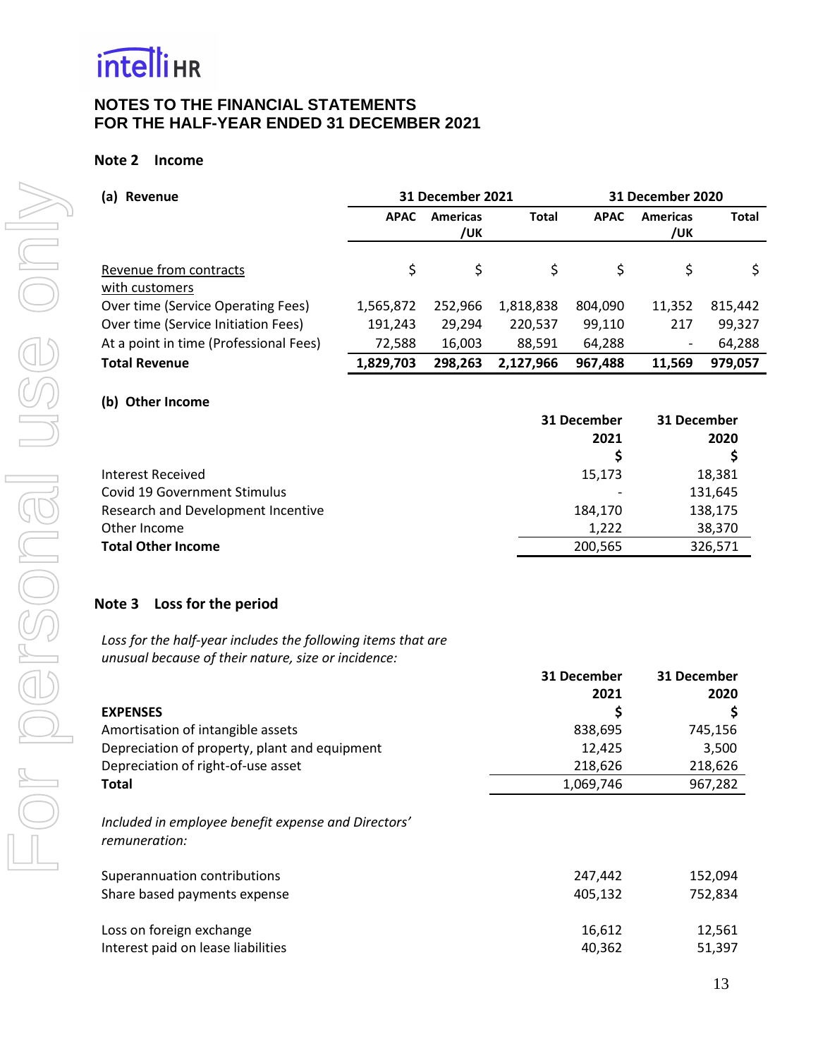# NOTES TO THE FINANCIAL STATEMENTS
# FOR THE HALF-YEAR ENDED 31 DECEMBER 2021

## Note 2 Income

| (a) Revenue | 31 December 2021 | | | 31 December 2020 | | |
|---|---|---|---|---|---|---|
| | APAC | Americas /UK | Total | APAC | Americas /UK | Total |
| Revenue from contracts with customers | $ | $ | $ | $ | $ | $ |
| Over time (Service Operating Fees) | 1,565,872 | 252,966 | 1,818,838 | 804,090 | 11,352 | 815,442 |
| Over time (Service Initiation Fees) | 191,243 | 29,294 | 220,537 | 99,110 | 217 | 99,327 |
| At a point in time (Professional Fees) | 72,588 | 16,003 | 88,591 | 64,288 | - | 64,288 |
| **Total Revenue** | **1,829,703** | **298,263** | **2,127,966** | **967,488** | **11,569** | **979,057** |

### (b) Other Income

| | 31 December 2021 $ | 31 December 2020 $ |
|---|---|---|
| Interest Received | 15,173 | 18,381 |
| Covid 19 Government Stimulus | - | 131,645 |
| Research and Development Incentive | 184,170 | 138,175 |
| Other Income | 1,222 | 38,370 |
| **Total Other Income** | 200,565 | 326,571 |

## Note 3 Loss for the period

*Loss for the half-year includes the following items that are unusual because of their nature, size or incidence:*

| **EXPENSES** | 31 December 2021 $ | 31 December 2020 $ |
|---|---|---|
| Amortisation of intangible assets | 838,695 | 745,156 |
| Depreciation of property, plant and equipment | 12,425 | 3,500 |
| Depreciation of right-of-use asset | 218,626 | 218,626 |
| **Total** | 1,069,746 | 967,282 |
| *Included in employee benefit expense and Directors' remuneration:* | | |
| Superannuation contributions | 247,442 | 152,094 |
| Share based payments expense | 405,132 | 752,834 |
| Loss on foreign exchange | 16,612 | 12,561 |
| Interest paid on lease liabilities | 40,362 | 51,397 |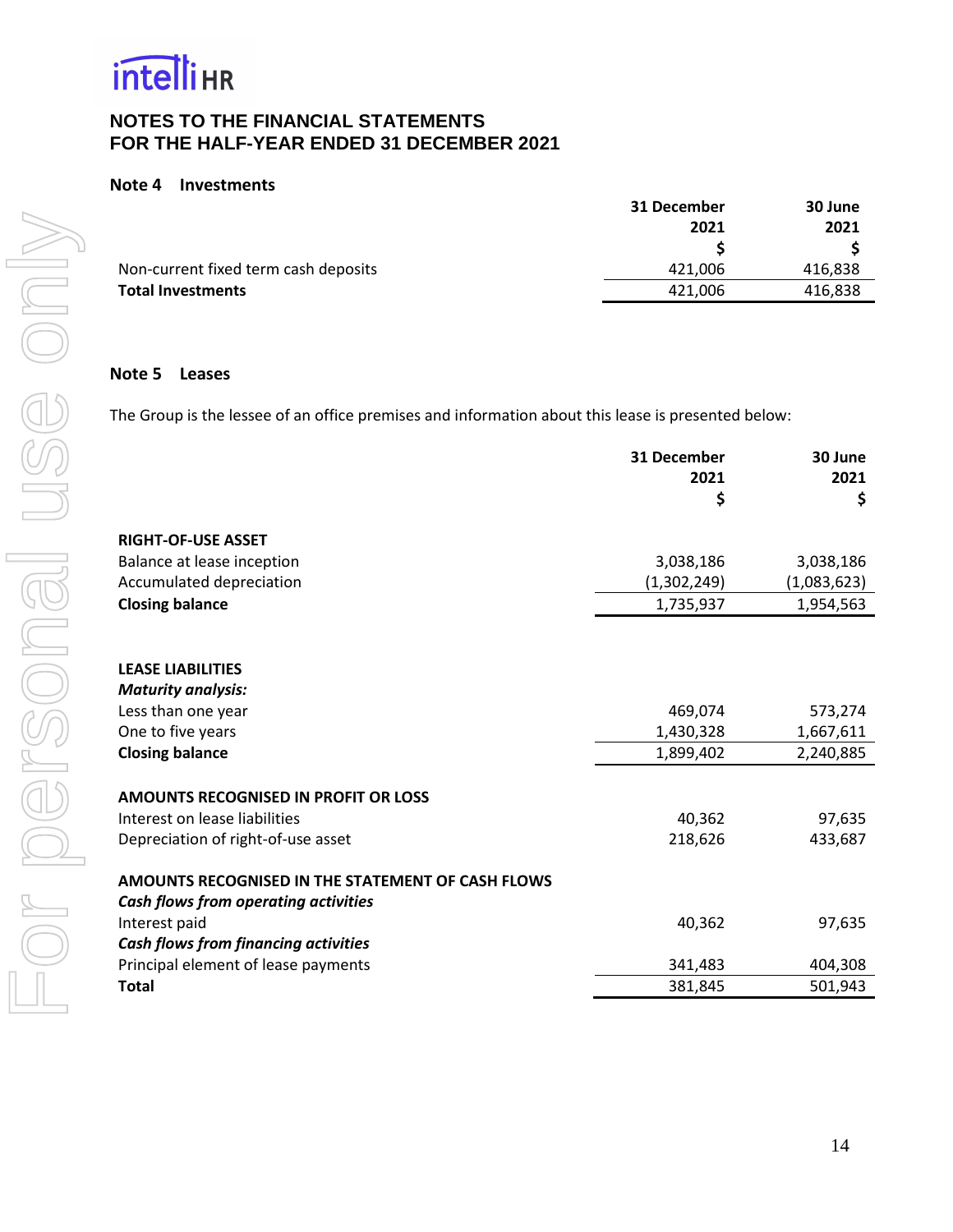# NOTES TO THE FINANCIAL STATEMENTS
# FOR THE HALF-YEAR ENDED 31 DECEMBER 2021

## Note 4 Investments

| | 31 December 2021 $ | 30 June 2021 $ |
|---|---|---|
| Non-current fixed term cash deposits | 421,006 | 416,838 |
| **Total Investments** | 421,006 | 416,838 |

## Note 5 Leases

The Group is the lessee of an office premises and information about this lease is presented below:

| | 31 December 2021 $ | 30 June 2021 $ |
|---|---|---|
| **RIGHT-OF-USE ASSET** | | |
| Balance at lease inception | 3,038,186 | 3,038,186 |
| Accumulated depreciation | (1,302,249) | (1,083,623) |
| **Closing balance** | 1,735,937 | 1,954,563 |
| | | |
| **LEASE LIABILITIES** | | |
| ***Maturity analysis:*** | | |
| Less than one year | 469,074 | 573,274 |
| One to five years | 1,430,328 | 1,667,611 |
| **Closing balance** | 1,899,402 | 2,240,885 |
| | | |
| **AMOUNTS RECOGNISED IN PROFIT OR LOSS** | | |
| Interest on lease liabilities | 40,362 | 97,635 |
| Depreciation of right-of-use asset | 218,626 | 433,687 |
| | | |
| **AMOUNTS RECOGNISED IN THE STATEMENT OF CASH FLOWS** | | |
| ***Cash flows from operating activities*** | | |
| Interest paid | 40,362 | 97,635 |
| ***Cash flows from financing activities*** | | |
| Principal element of lease payments | 341,483 | 404,308 |
| **Total** | 381,845 | 501,943 |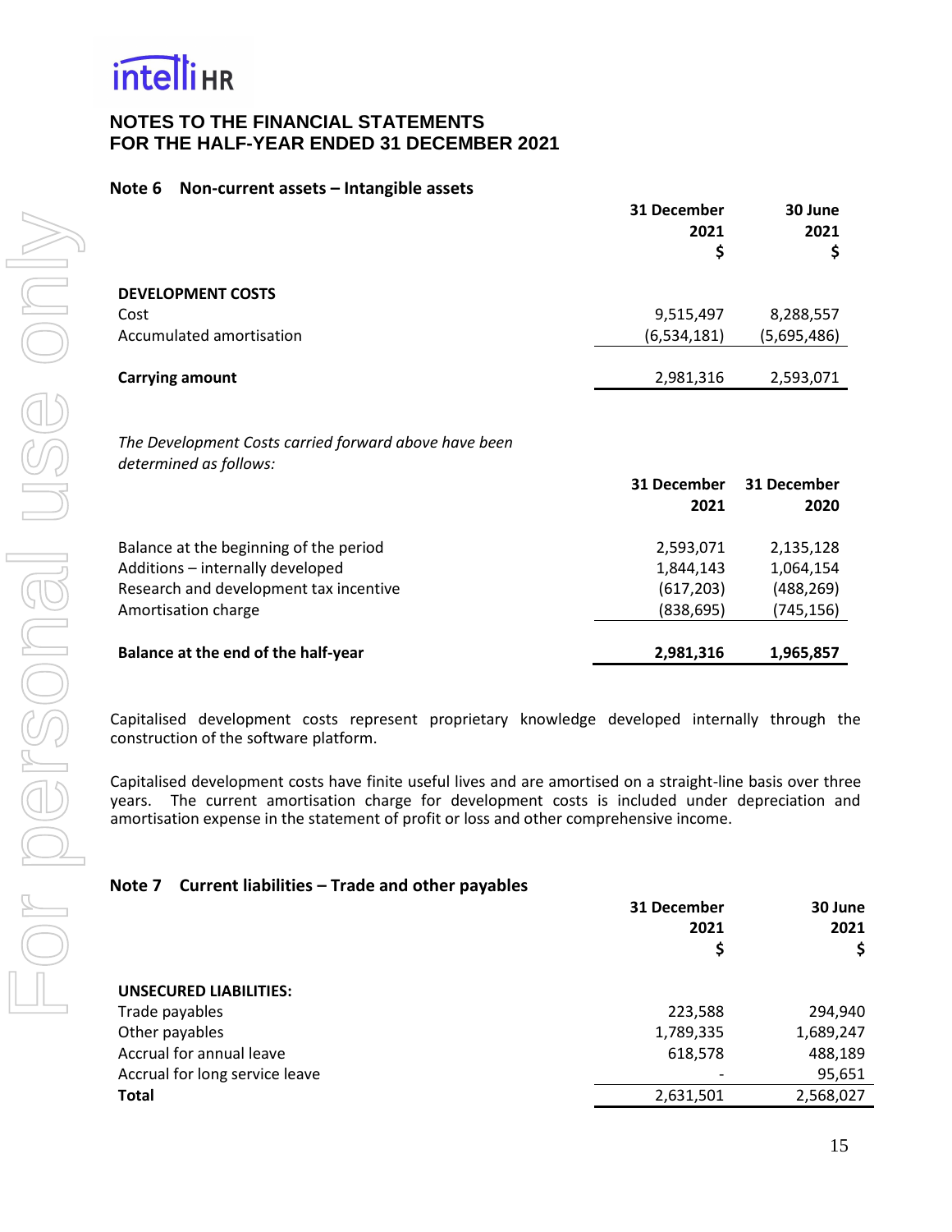**intelliHR**

# NOTES TO THE FINANCIAL STATEMENTS
# FOR THE HALF-YEAR ENDED 31 DECEMBER 2021

## Note 6 Non-current assets – Intangible assets

| | 31 December 2021 $ | 30 June 2021 $ |
|---|---|---|
| **DEVELOPMENT COSTS** | | |
| Cost | 9,515,497 | 8,288,557 |
| Accumulated amortisation | (6,534,181) | (5,695,486) |
| **Carrying amount** | 2,981,316 | 2,593,071 |

*The Development Costs carried forward above have been determined as follows:*

| | 31 December 2021 | 31 December 2020 |
|---|---|---|
| Balance at the beginning of the period | 2,593,071 | 2,135,128 |
| Additions – internally developed | 1,844,143 | 1,064,154 |
| Research and development tax incentive | (617,203) | (488,269) |
| Amortisation charge | (838,695) | (745,156) |
| **Balance at the end of the half-year** | **2,981,316** | **1,965,857** |

Capitalised development costs represent proprietary knowledge developed internally through the construction of the software platform.

Capitalised development costs have finite useful lives and are amortised on a straight-line basis over three years. The current amortisation charge for development costs is included under depreciation and amortisation expense in the statement of profit or loss and other comprehensive income.

## Note 7 Current liabilities – Trade and other payables

| | 31 December 2021 $ | 30 June 2021 $ |
|---|---|---|
| **UNSECURED LIABILITIES:** | | |
| Trade payables | 223,588 | 294,940 |
| Other payables | 1,789,335 | 1,689,247 |
| Accrual for annual leave | 618,578 | 488,189 |
| Accrual for long service leave | - | 95,651 |
| **Total** | 2,631,501 | 2,568,027 |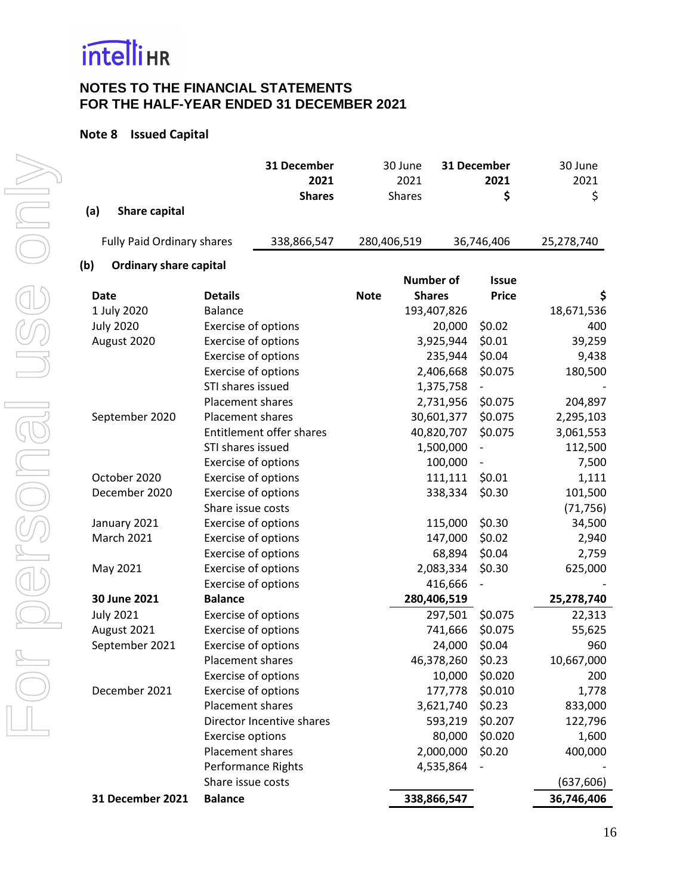# NOTES TO THE FINANCIAL STATEMENTS
# FOR THE HALF-YEAR ENDED 31 DECEMBER 2021

## Note 8 Issued Capital

| | 31 December 2021 Shares | 30 June 2021 Shares | 31 December 2021 $ | 30 June 2021 $ |
|---|---|---|---|---|
| **(a) Share capital** | | | | |
| Fully Paid Ordinary shares | 338,866,547 | 280,406,519 | 36,746,406 | 25,278,740 |

**(b) Ordinary share capital**

| Date | Details | Note | Number of Shares | Issue Price | $ |
|---|---|---|---|---|---|
| 1 July 2020 | Balance | | 193,407,826 | | 18,671,536 |
| July 2020 | Exercise of options | | 20,000 | $0.02 | 400 |
| August 2020 | Exercise of options | | 3,925,944 | $0.01 | 39,259 |
| | Exercise of options | | 235,944 | $0.04 | 9,438 |
| | Exercise of options | | 2,406,668 | $0.075 | 180,500 |
| | STI shares issued | | 1,375,758 | - | - |
| | Placement shares | | 2,731,956 | $0.075 | 204,897 |
| September 2020 | Placement shares | | 30,601,377 | $0.075 | 2,295,103 |
| | Entitlement offer shares | | 40,820,707 | $0.075 | 3,061,553 |
| | STI shares issued | | 1,500,000 | - | 112,500 |
| | Exercise of options | | 100,000 | - | 7,500 |
| October 2020 | Exercise of options | | 111,111 | $0.01 | 1,111 |
| December 2020 | Exercise of options | | 338,334 | $0.30 | 101,500 |
| | Share issue costs | | | | (71,756) |
| January 2021 | Exercise of options | | 115,000 | $0.30 | 34,500 |
| March 2021 | Exercise of options | | 147,000 | $0.02 | 2,940 |
| | Exercise of options | | 68,894 | $0.04 | 2,759 |
| May 2021 | Exercise of options | | 2,083,334 | $0.30 | 625,000 |
| | Exercise of options | | 416,666 | - | - |
| **30 June 2021** | **Balance** | | **280,406,519** | | **25,278,740** |
| July 2021 | Exercise of options | | 297,501 | $0.075 | 22,313 |
| August 2021 | Exercise of options | | 741,666 | $0.075 | 55,625 |
| September 2021 | Exercise of options | | 24,000 | $0.04 | 960 |
| | Placement shares | | 46,378,260 | $0.23 | 10,667,000 |
| | Exercise of options | | 10,000 | $0.020 | 200 |
| December 2021 | Exercise of options | | 177,778 | $0.010 | 1,778 |
| | Placement shares | | 3,621,740 | $0.23 | 833,000 |
| | Director Incentive shares | | 593,219 | $0.207 | 122,796 |
| | Exercise options | | 80,000 | $0.020 | 1,600 |
| | Placement shares | | 2,000,000 | $0.20 | 400,000 |
| | Performance Rights | | 4,535,864 | - | - |
| | Share issue costs | | | | (637,606) |
| **31 December 2021** | **Balance** | | **338,866,547** | | **36,746,406** |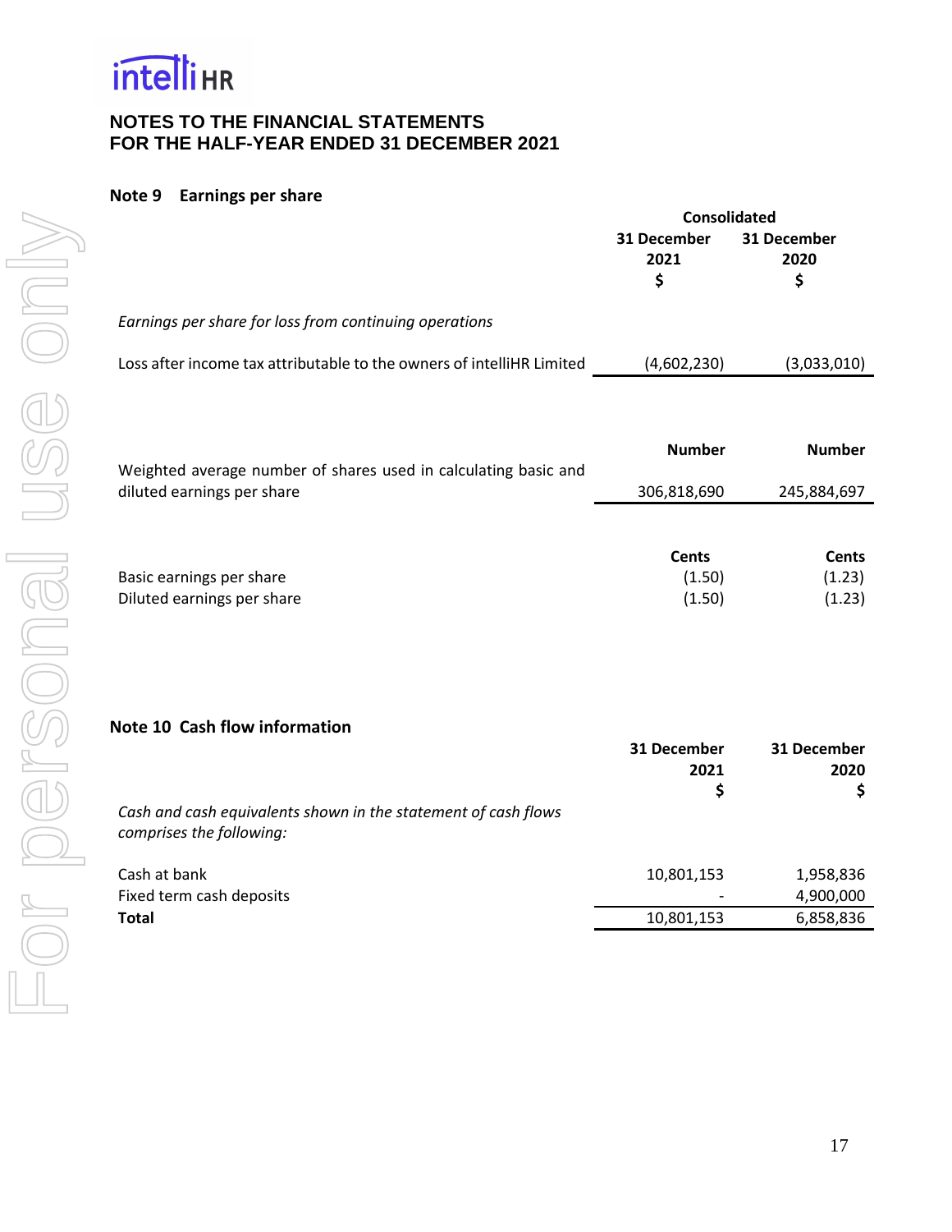# NOTES TO THE FINANCIAL STATEMENTS
# FOR THE HALF-YEAR ENDED 31 DECEMBER 2021

## Note 9 Earnings per share

| | Consolidated | |
|---|---|---|
| | 31 December 2021 $ | 31 December 2020 $ |
| *Earnings per share for loss from continuing operations* | | |
| Loss after income tax attributable to the owners of intelliHR Limited | (4,602,230) | (3,033,010) |
| | **Number** | **Number** |
| Weighted average number of shares used in calculating basic and diluted earnings per share | 306,818,690 | 245,884,697 |
| | **Cents** | **Cents** |
| Basic earnings per share | (1.50) | (1.23) |
| Diluted earnings per share | (1.50) | (1.23) |

## Note 10 Cash flow information

| | 31 December 2021 $ | 31 December 2020 $ |
|---|---|---|
| *Cash and cash equivalents shown in the statement of cash flows comprises the following:* | | |
| Cash at bank | 10,801,153 | 1,958,836 |
| Fixed term cash deposits | - | 4,900,000 |
| **Total** | 10,801,153 | 6,858,836 |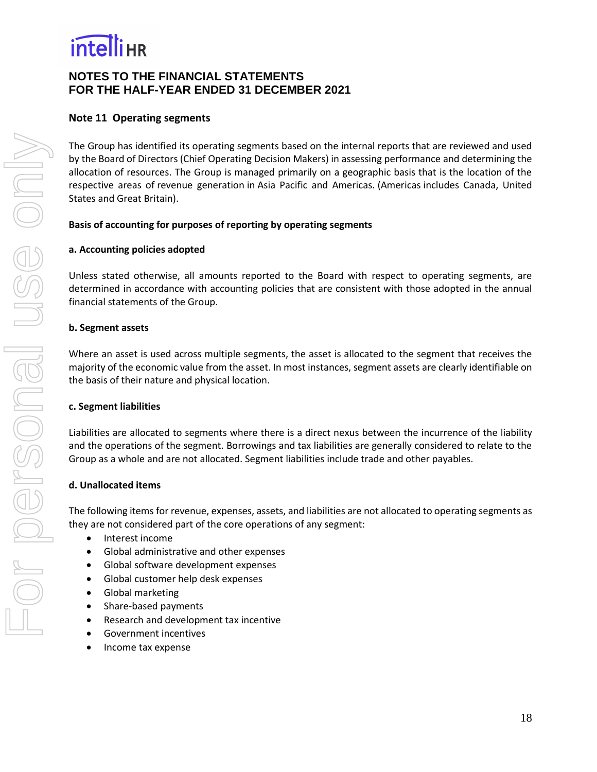# NOTES TO THE FINANCIAL STATEMENTS
# FOR THE HALF-YEAR ENDED 31 DECEMBER 2021

## Note 11 Operating segments

The Group has identified its operating segments based on the internal reports that are reviewed and used by the Board of Directors (Chief Operating Decision Makers) in assessing performance and determining the allocation of resources. The Group is managed primarily on a geographic basis that is the location of the respective areas of revenue generation in Asia Pacific and Americas. (Americas includes Canada, United States and Great Britain).

**Basis of accounting for purposes of reporting by operating segments**

**a. Accounting policies adopted**

Unless stated otherwise, all amounts reported to the Board with respect to operating segments, are determined in accordance with accounting policies that are consistent with those adopted in the annual financial statements of the Group.

**b. Segment assets**

Where an asset is used across multiple segments, the asset is allocated to the segment that receives the majority of the economic value from the asset. In most instances, segment assets are clearly identifiable on the basis of their nature and physical location.

**c. Segment liabilities**

Liabilities are allocated to segments where there is a direct nexus between the incurrence of the liability and the operations of the segment. Borrowings and tax liabilities are generally considered to relate to the Group as a whole and are not allocated. Segment liabilities include trade and other payables.

**d. Unallocated items**

The following items for revenue, expenses, assets, and liabilities are not allocated to operating segments as they are not considered part of the core operations of any segment:

- Interest income
- Global administrative and other expenses
- Global software development expenses
- Global customer help desk expenses
- Global marketing
- Share-based payments
- Research and development tax incentive
- Government incentives
- Income tax expense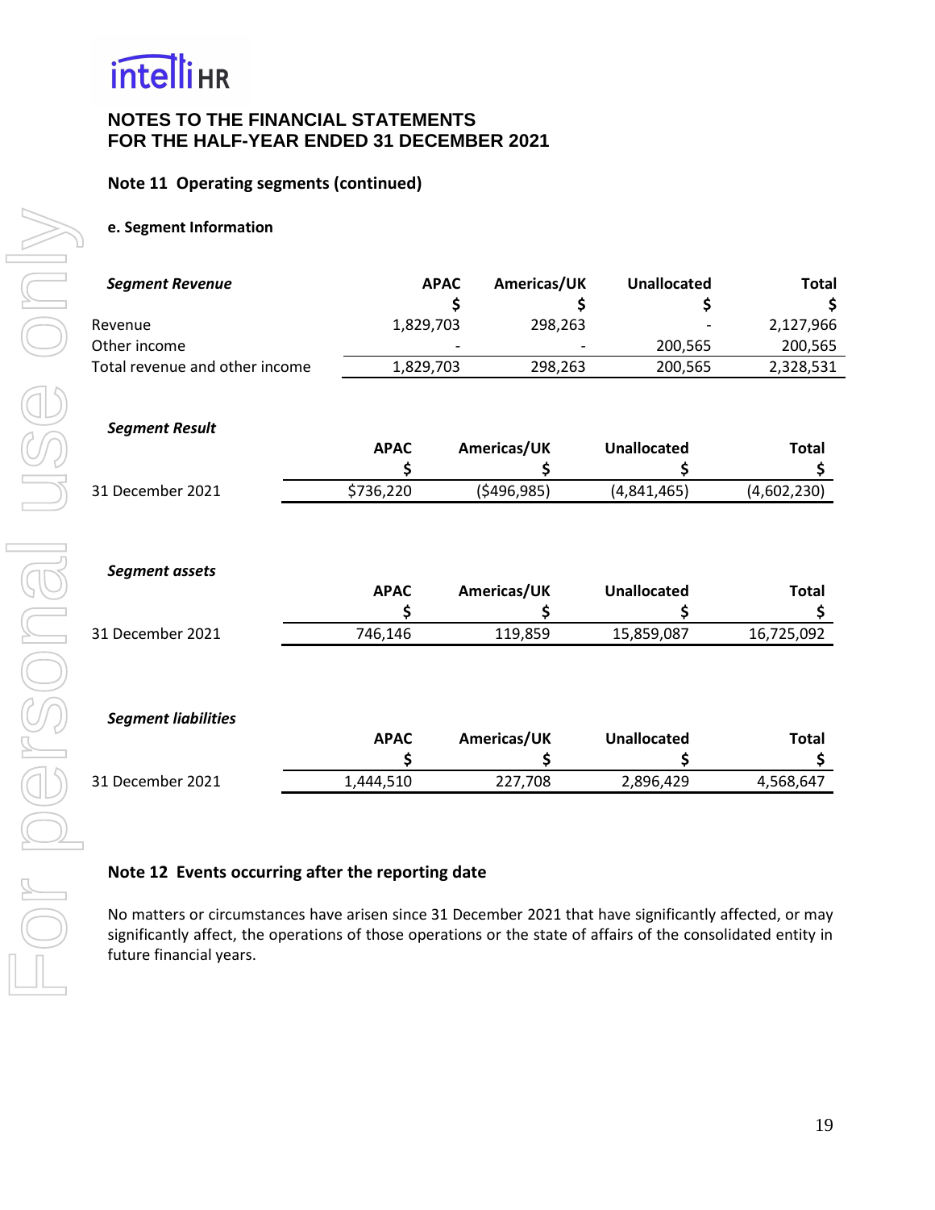# NOTES TO THE FINANCIAL STATEMENTS
# FOR THE HALF-YEAR ENDED 31 DECEMBER 2021

## Note 11 Operating segments (continued)

### e. Segment Information

| ***Segment Revenue*** | **APAC** | **Americas/UK** | **Unallocated** | **Total** |
|---|---|---|---|---|
| | **$** | **$** | **$** | **$** |
| Revenue | 1,829,703 | 298,263 | - | 2,127,966 |
| Other income | - | - | 200,565 | 200,565 |
| Total revenue and other income | 1,829,703 | 298,263 | 200,565 | 2,328,531 |

***Segment Result***

| | **APAC** | **Americas/UK** | **Unallocated** | **Total** |
|---|---|---|---|---|
| | **$** | **$** | **$** | **$** |
| 31 December 2021 | $736,220 | ($496,985) | (4,841,465) | (4,602,230) |

***Segment assets***

| | **APAC** | **Americas/UK** | **Unallocated** | **Total** |
|---|---|---|---|---|
| | **$** | **$** | **$** | **$** |
| 31 December 2021 | 746,146 | 119,859 | 15,859,087 | 16,725,092 |

***Segment liabilities***

| | **APAC** | **Americas/UK** | **Unallocated** | **Total** |
|---|---|---|---|---|
| | **$** | **$** | **$** | **$** |
| 31 December 2021 | 1,444,510 | 227,708 | 2,896,429 | 4,568,647 |

## Note 12 Events occurring after the reporting date

No matters or circumstances have arisen since 31 December 2021 that have significantly affected, or may significantly affect, the operations of those operations or the state of affairs of the consolidated entity in future financial years.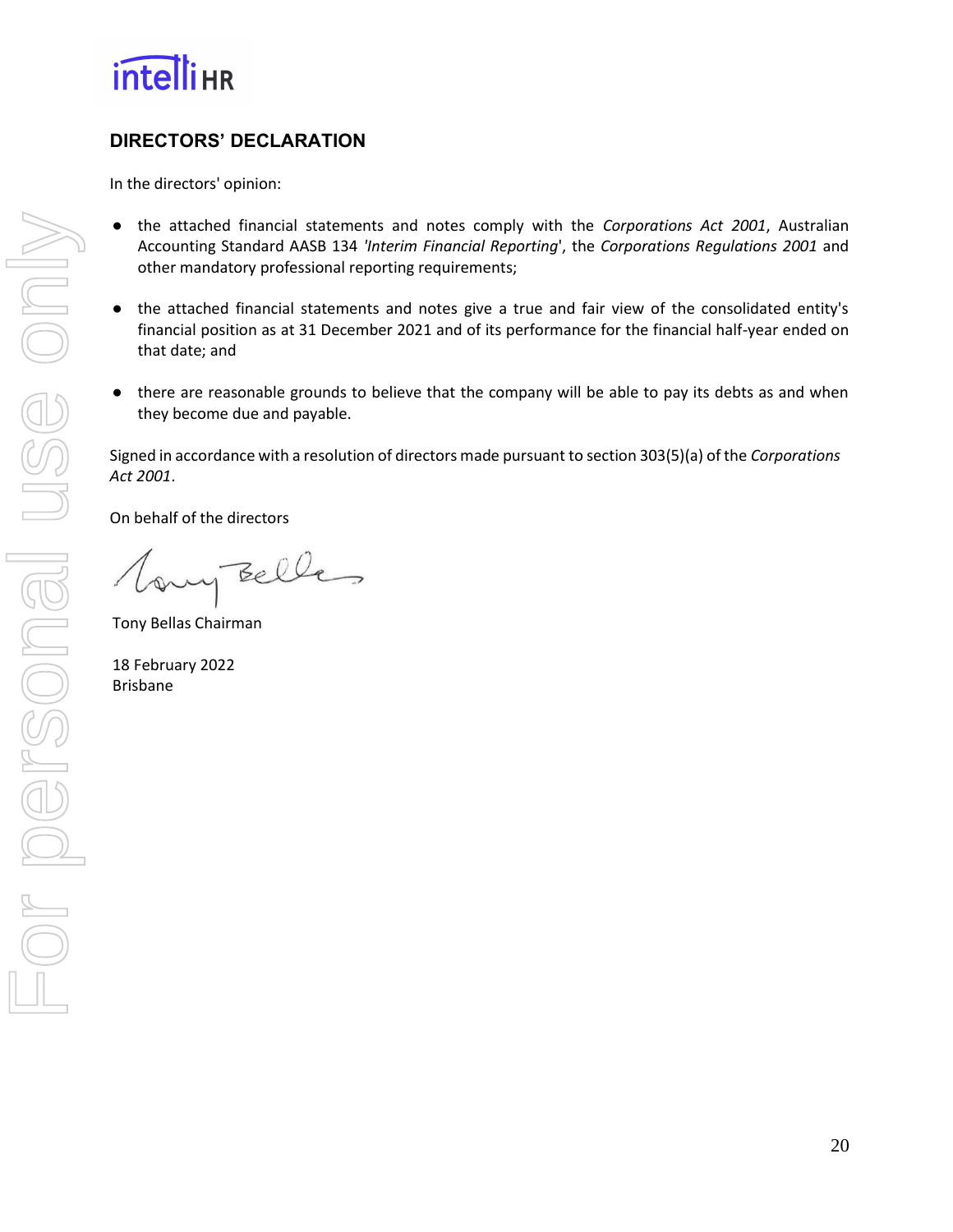## DIRECTORS' DECLARATION

In the directors' opinion:

- the attached financial statements and notes comply with the *Corporations Act 2001*, Australian Accounting Standard AASB 134 *'Interim Financial Reporting*', the *Corporations Regulations 2001* and other mandatory professional reporting requirements;
- the attached financial statements and notes give a true and fair view of the consolidated entity's financial position as at 31 December 2021 and of its performance for the financial half-year ended on that date; and
- there are reasonable grounds to believe that the company will be able to pay its debts as and when they become due and payable.

Signed in accordance with a resolution of directors made pursuant to section 303(5)(a) of the *Corporations Act 2001*.

On behalf of the directors

Tony Bellas Chairman

18 February 2022
Brisbane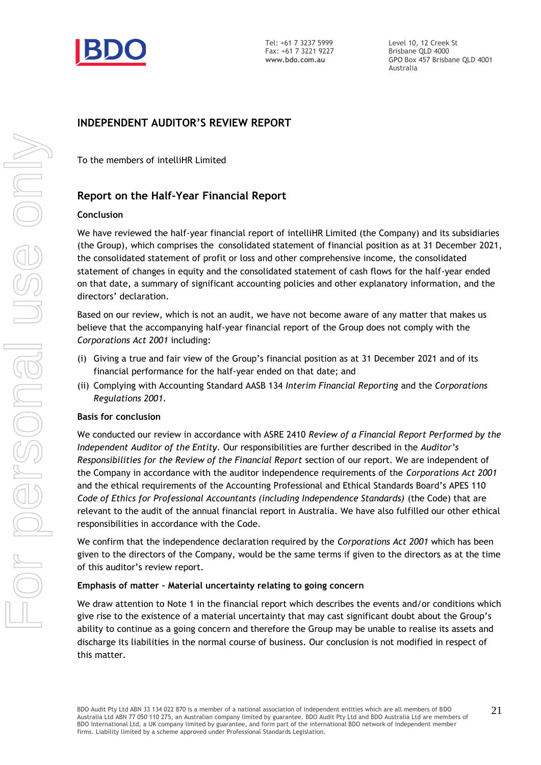Tel: +61 7 3237 5999
Fax: +61 7 3221 9227
**www.bdo.com.au**

Level 10, 12 Creek St
Brisbane QLD 4000
GPO Box 457 Brisbane QLD 4001
Australia

## INDEPENDENT AUDITOR'S REVIEW REPORT

To the members of intelliHR Limited

## Report on the Half-Year Financial Report

### Conclusion

We have reviewed the half-year financial report of intelliHR Limited (the Company) and its subsidiaries (the Group), which comprises the consolidated statement of financial position as at 31 December 2021, the consolidated statement of profit or loss and other comprehensive income, the consolidated statement of changes in equity and the consolidated statement of cash flows for the half-year ended on that date, a summary of significant accounting policies and other explanatory information, and the directors' declaration.

Based on our review, which is not an audit, we have not become aware of any matter that makes us believe that the accompanying half-year financial report of the Group does not comply with the *Corporations Act 2001* including:

(i) Giving a true and fair view of the Group's financial position as at 31 December 2021 and of its financial performance for the half-year ended on that date; and

(ii) Complying with Accounting Standard AASB 134 *Interim Financial Reporting* and the *Corporations Regulations 2001*.

### Basis for conclusion

We conducted our review in accordance with ASRE 2410 *Review of a Financial Report Performed by the Independent Auditor of the Entity*. Our responsibilities are further described in the *Auditor's Responsibilities for the Review of the Financial Report* section of our report. We are independent of the Company in accordance with the auditor independence requirements of the *Corporations Act 2001* and the ethical requirements of the Accounting Professional and Ethical Standards Board's APES 110 *Code of Ethics for Professional Accountants (including Independence Standards)* (the Code) that are relevant to the audit of the annual financial report in Australia. We have also fulfilled our other ethical responsibilities in accordance with the Code.

We confirm that the independence declaration required by the *Corporations Act 2001* which has been given to the directors of the Company, would be the same terms if given to the directors as at the time of this auditor's review report.

### Emphasis of matter – Material uncertainty relating to going concern

We draw attention to Note 1 in the financial report which describes the events and/or conditions which give rise to the existence of a material uncertainty that may cast significant doubt about the Group's ability to continue as a going concern and therefore the Group may be unable to realise its assets and discharge its liabilities in the normal course of business. Our conclusion is not modified in respect of this matter.

BDO Audit Pty Ltd ABN 33 134 022 870 is a member of a national association of independent entities which are all members of BDO Australia Ltd ABN 77 050 110 275, an Australian company limited by guarantee. BDO Audit Pty Ltd and BDO Australia Ltd are members of BDO International Ltd, a UK company limited by guarantee, and form part of the international BDO network of independent member firms. Liability limited by a scheme approved under Professional Standards Legislation.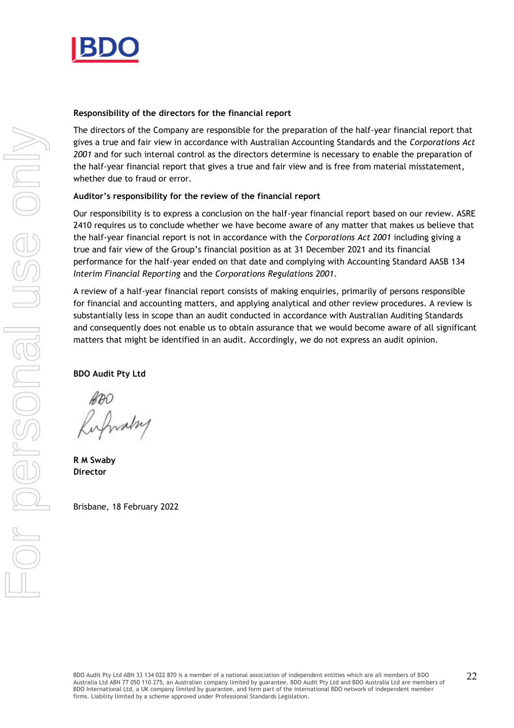**Responsibility of the directors for the financial report**

The directors of the Company are responsible for the preparation of the half-year financial report that gives a true and fair view in accordance with Australian Accounting Standards and the *Corporations Act 2001* and for such internal control as the directors determine is necessary to enable the preparation of the half-year financial report that gives a true and fair view and is free from material misstatement, whether due to fraud or error.

**Auditor's responsibility for the review of the financial report**

Our responsibility is to express a conclusion on the half-year financial report based on our review. ASRE 2410 requires us to conclude whether we have become aware of any matter that makes us believe that the half-year financial report is not in accordance with the *Corporations Act 2001* including giving a true and fair view of the Group's financial position as at 31 December 2021 and its financial performance for the half-year ended on that date and complying with Accounting Standard AASB 134 *Interim Financial Reporting* and the *Corporations Regulations 2001*.

A review of a half-year financial report consists of making enquiries, primarily of persons responsible for financial and accounting matters, and applying analytical and other review procedures. A review is substantially less in scope than an audit conducted in accordance with Australian Auditing Standards and consequently does not enable us to obtain assurance that we would become aware of all significant matters that might be identified in an audit. Accordingly, we do not express an audit opinion.

**BDO Audit Pty Ltd**

**R M Swaby**
**Director**

Brisbane, 18 February 2022

BDO Audit Pty Ltd ABN 33 134 022 870 is a member of a national association of independent entities which are all members of BDO Australia Ltd ABN 77 050 110 275, an Australian company limited by guarantee. BDO Audit Pty Ltd and BDO Australia Ltd are members of BDO International Ltd, a UK company limited by guarantee, and form part of the international BDO network of independent member firms. Liability limited by a scheme approved under Professional Standards Legislation.